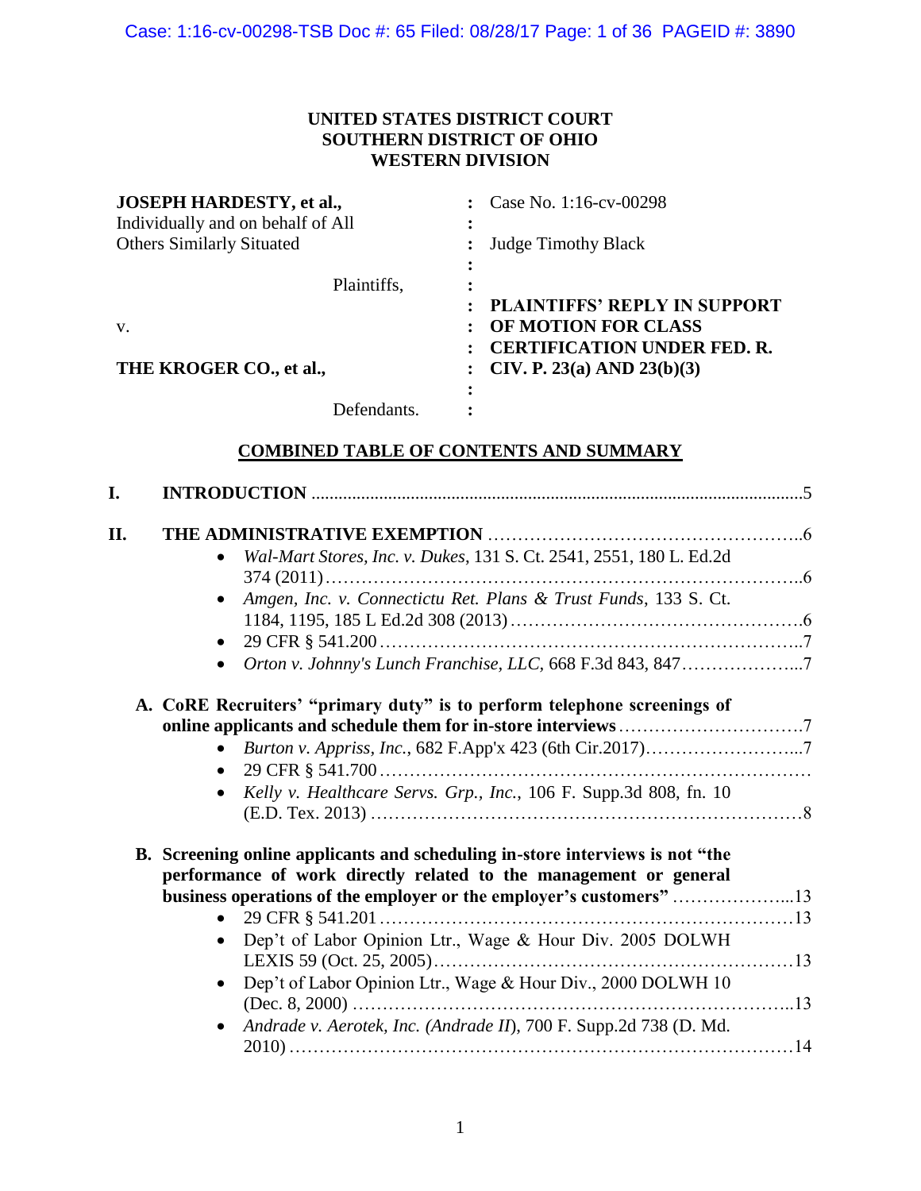**UNITED STATES DISTRICT COURT**
**SOUTHERN DISTRICT OF OHIO**
**WESTERN DIVISION**

| | | |
|---|---|---|
| **JOSEPH HARDESTY, et al.,** Individually and on behalf of All Others Similarly Situated | : | Case No. 1:16-cv-00298 |
| | : | Judge Timothy Black |
| Plaintiffs, | : | |
| v. | : | **PLAINTIFFS' REPLY IN SUPPORT OF MOTION FOR CLASS CERTIFICATION UNDER FED. R. CIV. P. 23(a) AND 23(b)(3)** |
| **THE KROGER CO., et al.,** | : | |
| Defendants. | : | |

## COMBINED TABLE OF CONTENTS AND SUMMARY

**I. INTRODUCTION** ....................................................................................................5

**II. THE ADMINISTRATIVE EXEMPTION** ……………………………………………..6

- *Wal-Mart Stores, Inc. v. Dukes*, 131 S. Ct. 2541, 2551, 180 L. Ed.2d 374 (2011)……………………………………………………………………..6
- *Amgen, Inc. v. Connectictu Ret. Plans & Trust Funds*, 133 S. Ct. 1184, 1195, 185 L Ed.2d 308 (2013)…………………………………………6
- 29 CFR § 541.200……………………………………………………………..7
- *Orton v. Johnny's Lunch Franchise, LLC*, 668 F.3d 843, 847………………...7

**A. CoRE Recruiters' "primary duty" is to perform telephone screenings of online applicants and schedule them for in-store interviews**…………………………….7

- *Burton v. Appriss, Inc.*, 682 F.App'x 423 (6th Cir.2017)……………………...7
- 29 CFR § 541.700………………………………………………………………
- *Kelly v. Healthcare Servs. Grp., Inc.*, 106 F. Supp.3d 808, fn. 10 (E.D. Tex. 2013) …………………………………………………………………8

**B. Screening online applicants and scheduling in-store interviews is not "the performance of work directly related to the management or general business operations of the employer or the employer's customers"** ………………...13

- 29 CFR § 541.201……………………………………………………………13
- Dep't of Labor Opinion Ltr., Wage & Hour Div. 2005 DOLWH LEXIS 59 (Oct. 25, 2005)……………………………………………………13
- Dep't of Labor Opinion Ltr., Wage & Hour Div., 2000 DOLWH 10 (Dec. 8, 2000) …………………………………………………………………..13
- *Andrade v. Aerotek, Inc. (Andrade II)*, 700 F. Supp.2d 738 (D. Md. 2010)……………………………………………………………………………14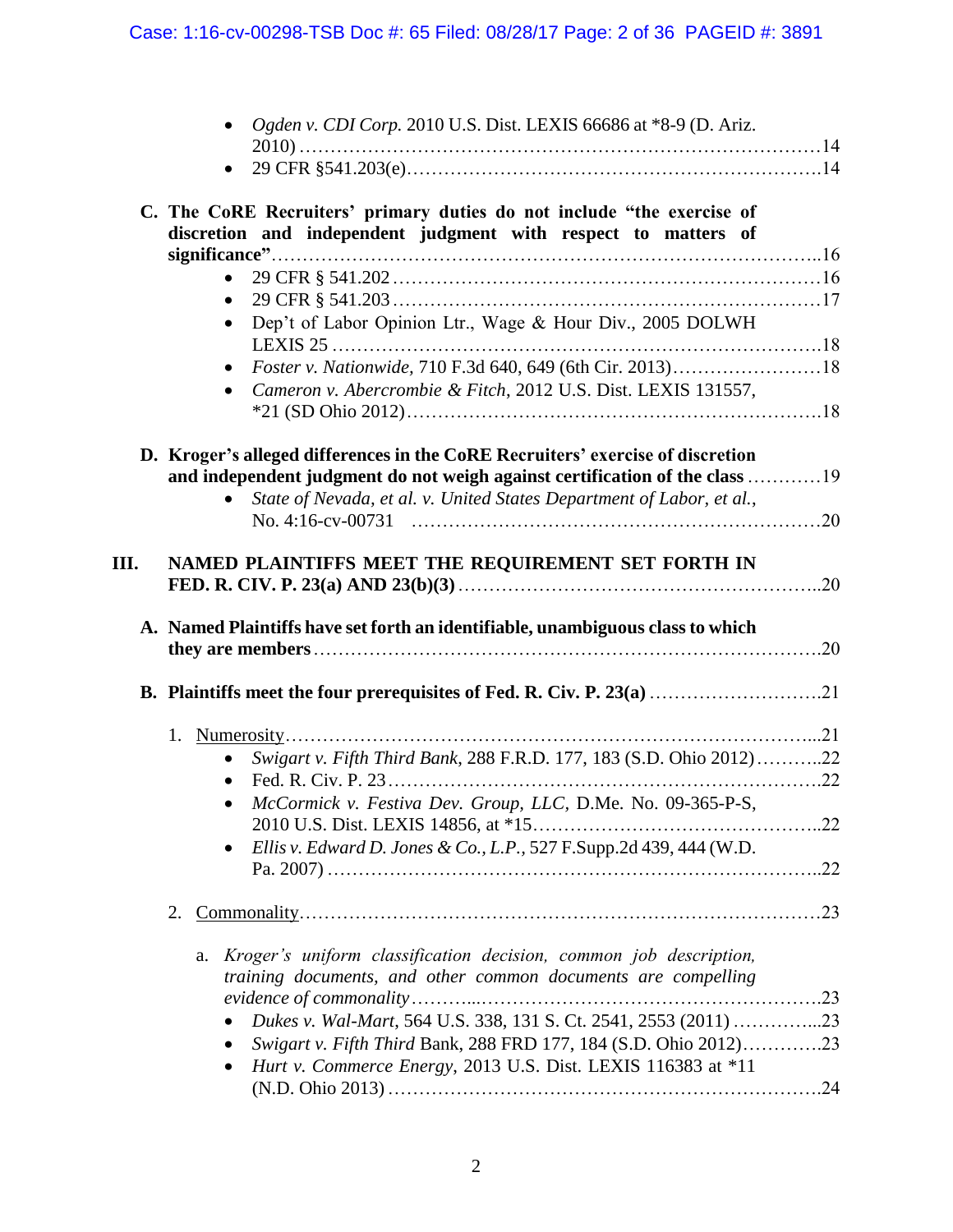- *Ogden v. CDI Corp.* 2010 U.S. Dist. LEXIS 66686 at *8-9 (D. Ariz. 2010) ....................14
- 29 CFR §541.203(e)....................14

**C. The CoRE Recruiters' primary duties do not include "the exercise of discretion and independent judgment with respect to matters of significance"**....................16

- 29 CFR § 541.202 ....................16
- 29 CFR § 541.203 ....................17
- Dep't of Labor Opinion Ltr., Wage & Hour Div., 2005 DOLWH LEXIS 25 ....................18
- *Foster v. Nationwide,* 710 F.3d 640, 649 (6th Cir. 2013)....................18
- *Cameron v. Abercrombie & Fitch*, 2012 U.S. Dist. LEXIS 131557, *21 (SD Ohio 2012)....................18

**D. Kroger's alleged differences in the CoRE Recruiters' exercise of discretion and independent judgment do not weigh against certification of the class** ....................19

- *State of Nevada, et al. v. United States Department of Labor, et al.*, No. 4:16-cv-00731 ....................20

**III. NAMED PLAINTIFFS MEET THE REQUIREMENT SET FORTH IN FED. R. CIV. P. 23(a) AND 23(b)(3)** ....................20

**A. Named Plaintiffs have set forth an identifiable, unambiguous class to which they are members** ....................20

**B. Plaintiffs meet the four prerequisites of Fed. R. Civ. P. 23(a)** ....................21

1. Numerosity....................21
   - *Swigart v. Fifth Third Bank*, 288 F.R.D. 177, 183 (S.D. Ohio 2012)....................22
   - Fed. R. Civ. P. 23....................22
   - *McCormick v. Festiva Dev. Group, LLC*, D.Me. No. 09-365-P-S, 2010 U.S. Dist. LEXIS 14856, at *15....................22
   - *Ellis v. Edward D. Jones & Co., L.P.*, 527 F.Supp.2d 439, 444 (W.D. Pa. 2007) ....................22

2. Commonality....................23

   a. *Kroger's uniform classification decision, common job description, training documents, and other common documents are compelling evidence of commonality*....................23
   - *Dukes v. Wal-Mart*, 564 U.S. 338, 131 S. Ct. 2541, 2553 (2011) ....................23
   - *Swigart v. Fifth Third* Bank, 288 FRD 177, 184 (S.D. Ohio 2012)....................23
   - *Hurt v. Commerce Energy*, 2013 U.S. Dist. LEXIS 116383 at *11 (N.D. Ohio 2013) ....................24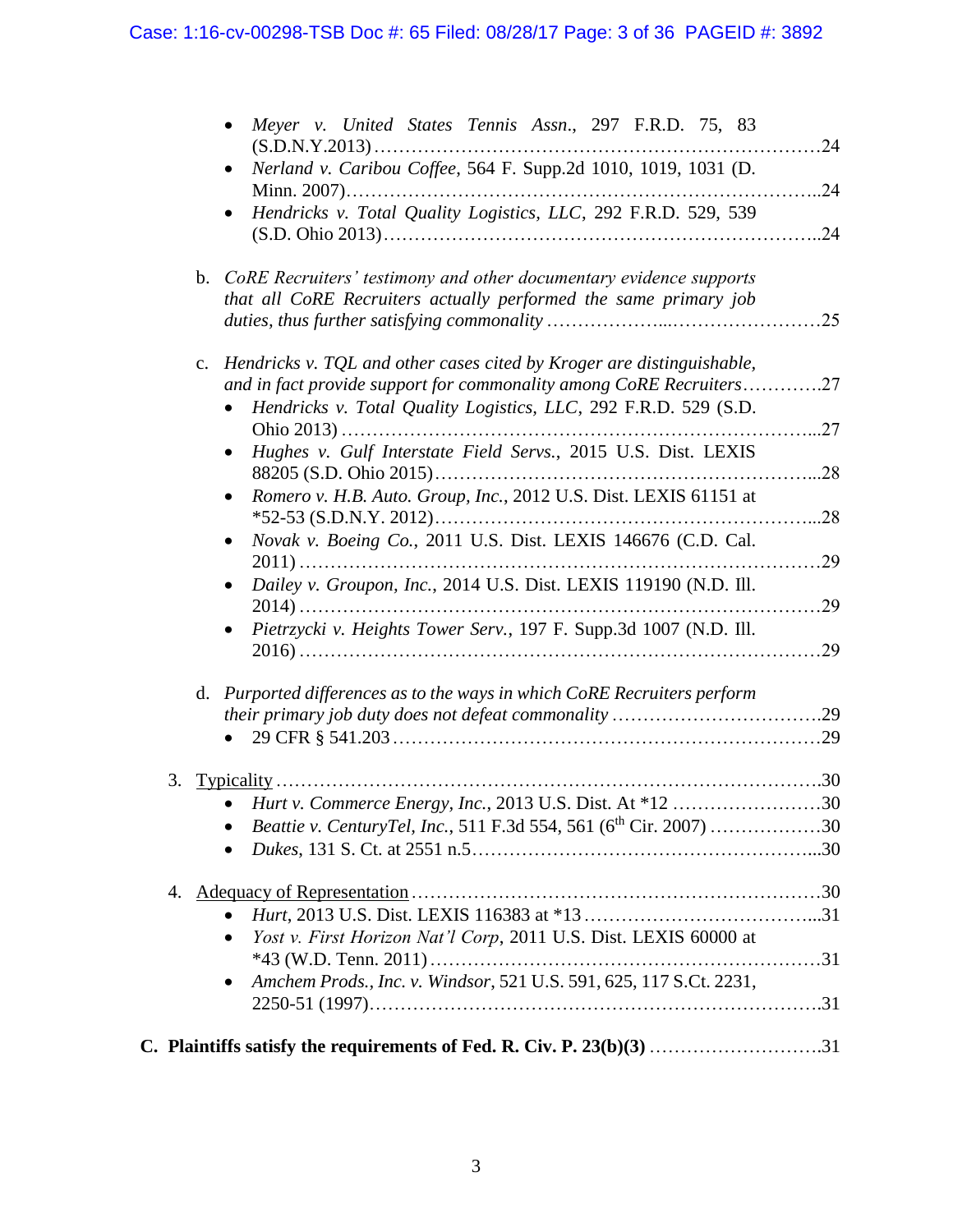- *Meyer v. United States Tennis Assn.*, 297 F.R.D. 75, 83 (S.D.N.Y.2013)……………………………………………………………24
- *Nerland v. Caribou Coffee*, 564 F. Supp.2d 1010, 1019, 1031 (D. Minn. 2007)……………………………………………………………..24
- *Hendricks v. Total Quality Logistics, LLC*, 292 F.R.D. 529, 539 (S.D. Ohio 2013)…………………………………………………………..24

b. *CoRE Recruiters' testimony and other documentary evidence supports that all CoRE Recruiters actually performed the same primary job duties, thus further satisfying commonality* ………………...……………………25

c. *Hendricks v. TQL and other cases cited by Kroger are distinguishable, and in fact provide support for commonality among CoRE Recruiters*………….27

- *Hendricks v. Total Quality Logistics, LLC*, 292 F.R.D. 529 (S.D. Ohio 2013) …………………………………………………………………...27
- *Hughes v. Gulf Interstate Field Servs.*, 2015 U.S. Dist. LEXIS 88205 (S.D. Ohio 2015)…………………………………………………...28
- *Romero v. H.B. Auto. Group, Inc.*, 2012 U.S. Dist. LEXIS 61151 at *52-53 (S.D.N.Y. 2012)…………………………………………………...28
- *Novak v. Boeing Co.*, 2011 U.S. Dist. LEXIS 146676 (C.D. Cal. 2011) ……………………………………………………………………29
- *Dailey v. Groupon, Inc.*, 2014 U.S. Dist. LEXIS 119190 (N.D. Ill. 2014) ……………………………………………………………………29
- *Pietrzycki v. Heights Tower Serv.*, 197 F. Supp.3d 1007 (N.D. Ill. 2016) ……………………………………………………………………29

d. *Purported differences as to the ways in which CoRE Recruiters perform their primary job duty does not defeat commonality* …………………………….29

- 29 CFR § 541.203 …………………………………………………………29

3. Typicality ……………………………………………………………………………30
   - *Hurt v. Commerce Energy, Inc.*, 2013 U.S. Dist. At *12 ……………………30
   - *Beattie v. CenturyTel, Inc.*, 511 F.3d 554, 561 (6th Cir. 2007) ………………30
   - *Dukes*, 131 S. Ct. at 2551 n.5…………………………………………………...30

4. Adequacy of Representation …………………………………………………………30
   - *Hurt*, 2013 U.S. Dist. LEXIS 116383 at *13 ………………………………...31
   - *Yost v. First Horizon Nat'l Corp*, 2011 U.S. Dist. LEXIS 60000 at *43 (W.D. Tenn. 2011) ……………………………………………………31
   - *Amchem Prods., Inc. v. Windsor*, 521 U.S. 591, 625, 117 S.Ct. 2231, 2250-51 (1997)……………………………………………………………….31

**C. Plaintiffs satisfy the requirements of Fed. R. Civ. P. 23(b)(3)** ………………………31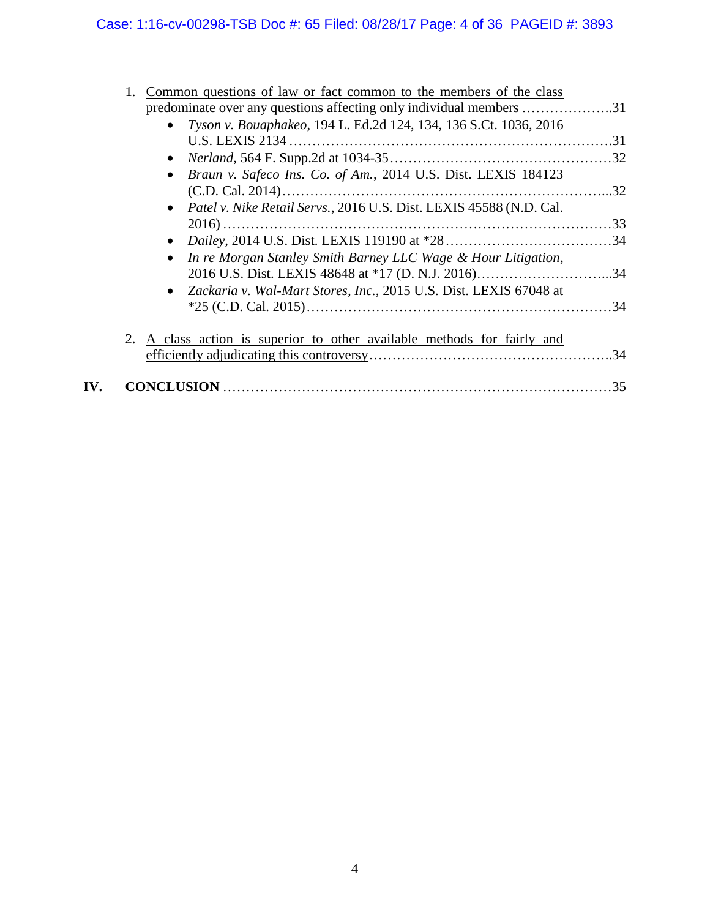1. Common questions of law or fact common to the members of the class predominate over any questions affecting only individual members ………………..31
   - *Tyson v. Bouaphakeo*, 194 L. Ed.2d 124, 134, 136 S.Ct. 1036, 2016 U.S. LEXIS 2134 ………………………………………………………….31
   - *Nerland*, 564 F. Supp.2d at 1034-35…………………………………………32
   - *Braun v. Safeco Ins. Co. of Am.*, 2014 U.S. Dist. LEXIS 184123 (C.D. Cal. 2014)……………………………………………………………...32
   - *Patel v. Nike Retail Servs.*, 2016 U.S. Dist. LEXIS 45588 (N.D. Cal. 2016) …………………………………………………………………………33
   - *Dailey*, 2014 U.S. Dist. LEXIS 119190 at *28………………………………34
   - *In re Morgan Stanley Smith Barney LLC Wage & Hour Litigation*, 2016 U.S. Dist. LEXIS 48648 at *17 (D. N.J. 2016)………………………...34
   - *Zackaria v. Wal-Mart Stores, Inc.*, 2015 U.S. Dist. LEXIS 67048 at *25 (C.D. Cal. 2015)…………………………………………………………34

2. A class action is superior to other available methods for fairly and efficiently adjudicating this controversy……………………………………………..34

**IV. CONCLUSION** ………………………………………………………………………35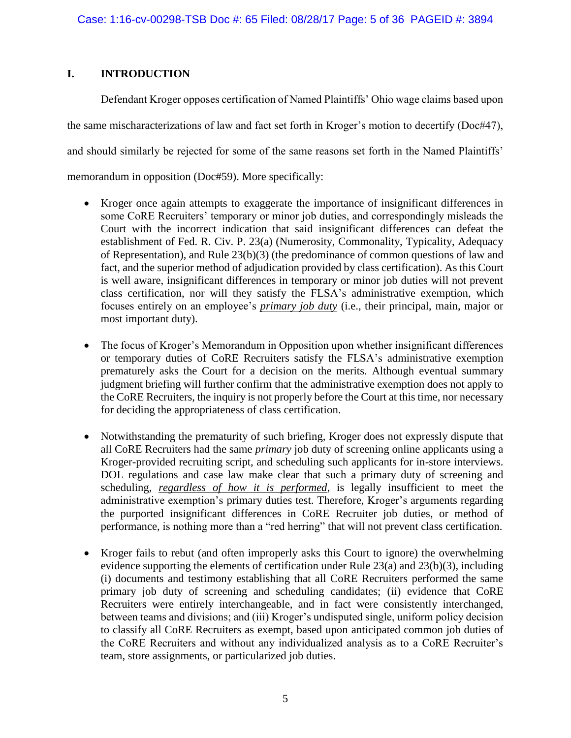## I. INTRODUCTION

Defendant Kroger opposes certification of Named Plaintiffs' Ohio wage claims based upon the same mischaracterizations of law and fact set forth in Kroger's motion to decertify (Doc#47), and should similarly be rejected for some of the same reasons set forth in the Named Plaintiffs' memorandum in opposition (Doc#59). More specifically:

- Kroger once again attempts to exaggerate the importance of insignificant differences in some CoRE Recruiters' temporary or minor job duties, and correspondingly misleads the Court with the incorrect indication that said insignificant differences can defeat the establishment of Fed. R. Civ. P. 23(a) (Numerosity, Commonality, Typicality, Adequacy of Representation), and Rule 23(b)(3) (the predominance of common questions of law and fact, and the superior method of adjudication provided by class certification). As this Court is well aware, insignificant differences in temporary or minor job duties will not prevent class certification, nor will they satisfy the FLSA's administrative exemption, which focuses entirely on an employee's ***primary job duty*** (i.e., their principal, main, major or most important duty).

- The focus of Kroger's Memorandum in Opposition upon whether insignificant differences or temporary duties of CoRE Recruiters satisfy the FLSA's administrative exemption prematurely asks the Court for a decision on the merits. Although eventual summary judgment briefing will further confirm that the administrative exemption does not apply to the CoRE Recruiters, the inquiry is not properly before the Court at this time, nor necessary for deciding the appropriateness of class certification.

- Notwithstanding the prematurity of such briefing, Kroger does not expressly dispute that all CoRE Recruiters had the same *primary* job duty of screening online applicants using a Kroger-provided recruiting script, and scheduling such applicants for in-store interviews. DOL regulations and case law make clear that such a primary duty of screening and scheduling, *regardless of how it is performed*, is legally insufficient to meet the administrative exemption's primary duties test. Therefore, Kroger's arguments regarding the purported insignificant differences in CoRE Recruiter job duties, or method of performance, is nothing more than a "red herring" that will not prevent class certification.

- Kroger fails to rebut (and often improperly asks this Court to ignore) the overwhelming evidence supporting the elements of certification under Rule 23(a) and 23(b)(3), including (i) documents and testimony establishing that all CoRE Recruiters performed the same primary job duty of screening and scheduling candidates; (ii) evidence that CoRE Recruiters were entirely interchangeable, and in fact were consistently interchanged, between teams and divisions; and (iii) Kroger's undisputed single, uniform policy decision to classify all CoRE Recruiters as exempt, based upon anticipated common job duties of the CoRE Recruiters and without any individualized analysis as to a CoRE Recruiter's team, store assignments, or particularized job duties.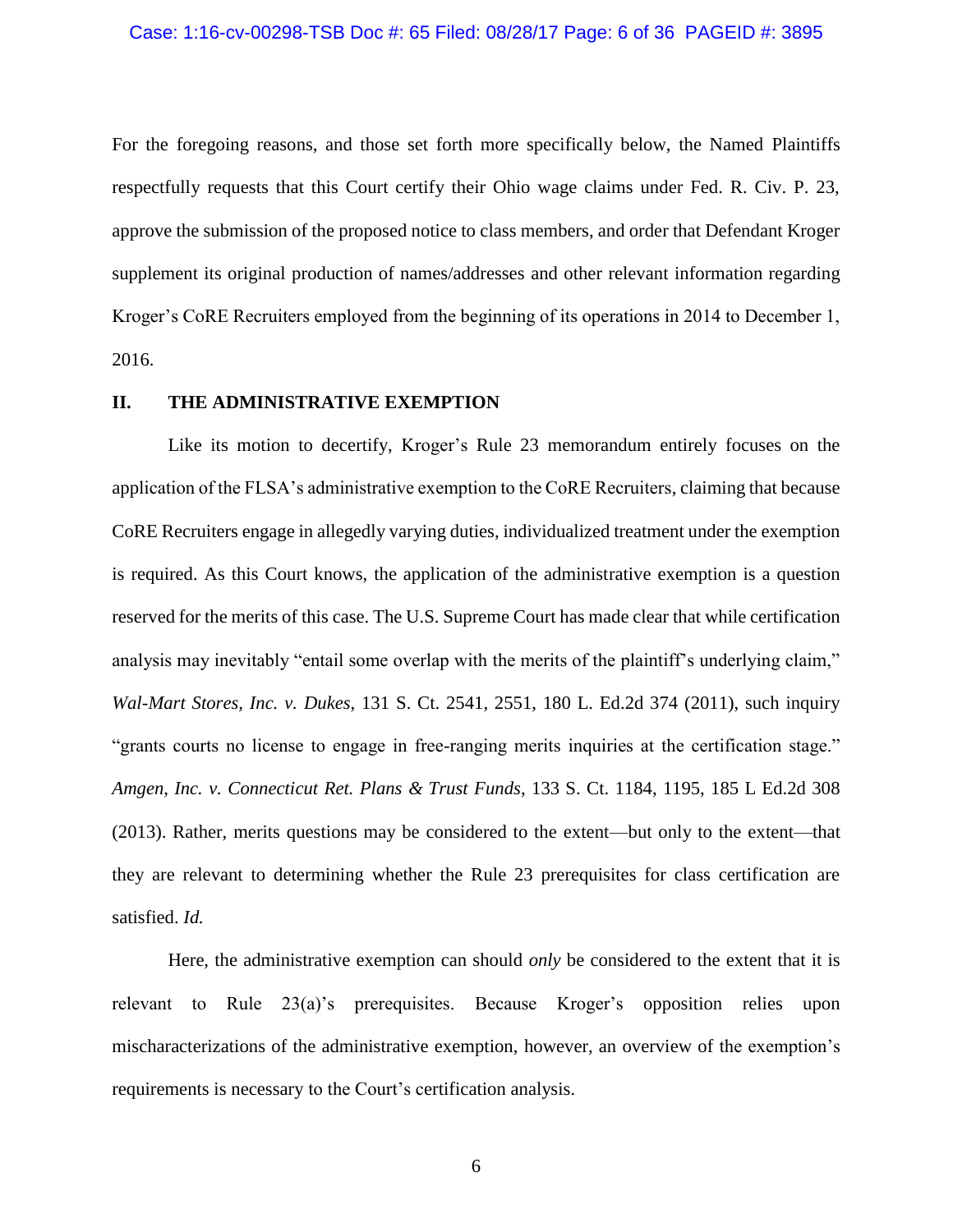For the foregoing reasons, and those set forth more specifically below, the Named Plaintiffs respectfully requests that this Court certify their Ohio wage claims under Fed. R. Civ. P. 23, approve the submission of the proposed notice to class members, and order that Defendant Kroger supplement its original production of names/addresses and other relevant information regarding Kroger's CoRE Recruiters employed from the beginning of its operations in 2014 to December 1, 2016.

## II. THE ADMINISTRATIVE EXEMPTION

Like its motion to decertify, Kroger's Rule 23 memorandum entirely focuses on the application of the FLSA's administrative exemption to the CoRE Recruiters, claiming that because CoRE Recruiters engage in allegedly varying duties, individualized treatment under the exemption is required. As this Court knows, the application of the administrative exemption is a question reserved for the merits of this case. The U.S. Supreme Court has made clear that while certification analysis may inevitably "entail some overlap with the merits of the plaintiff's underlying claim," *Wal-Mart Stores, Inc. v. Dukes*, 131 S. Ct. 2541, 2551, 180 L. Ed.2d 374 (2011), such inquiry "grants courts no license to engage in free-ranging merits inquiries at the certification stage." *Amgen, Inc. v. Connecticut Ret. Plans & Trust Funds*, 133 S. Ct. 1184, 1195, 185 L Ed.2d 308 (2013). Rather, merits questions may be considered to the extent—but only to the extent—that they are relevant to determining whether the Rule 23 prerequisites for class certification are satisfied. *Id.*

Here, the administrative exemption can should *only* be considered to the extent that it is relevant to Rule 23(a)'s prerequisites. Because Kroger's opposition relies upon mischaracterizations of the administrative exemption, however, an overview of the exemption's requirements is necessary to the Court's certification analysis.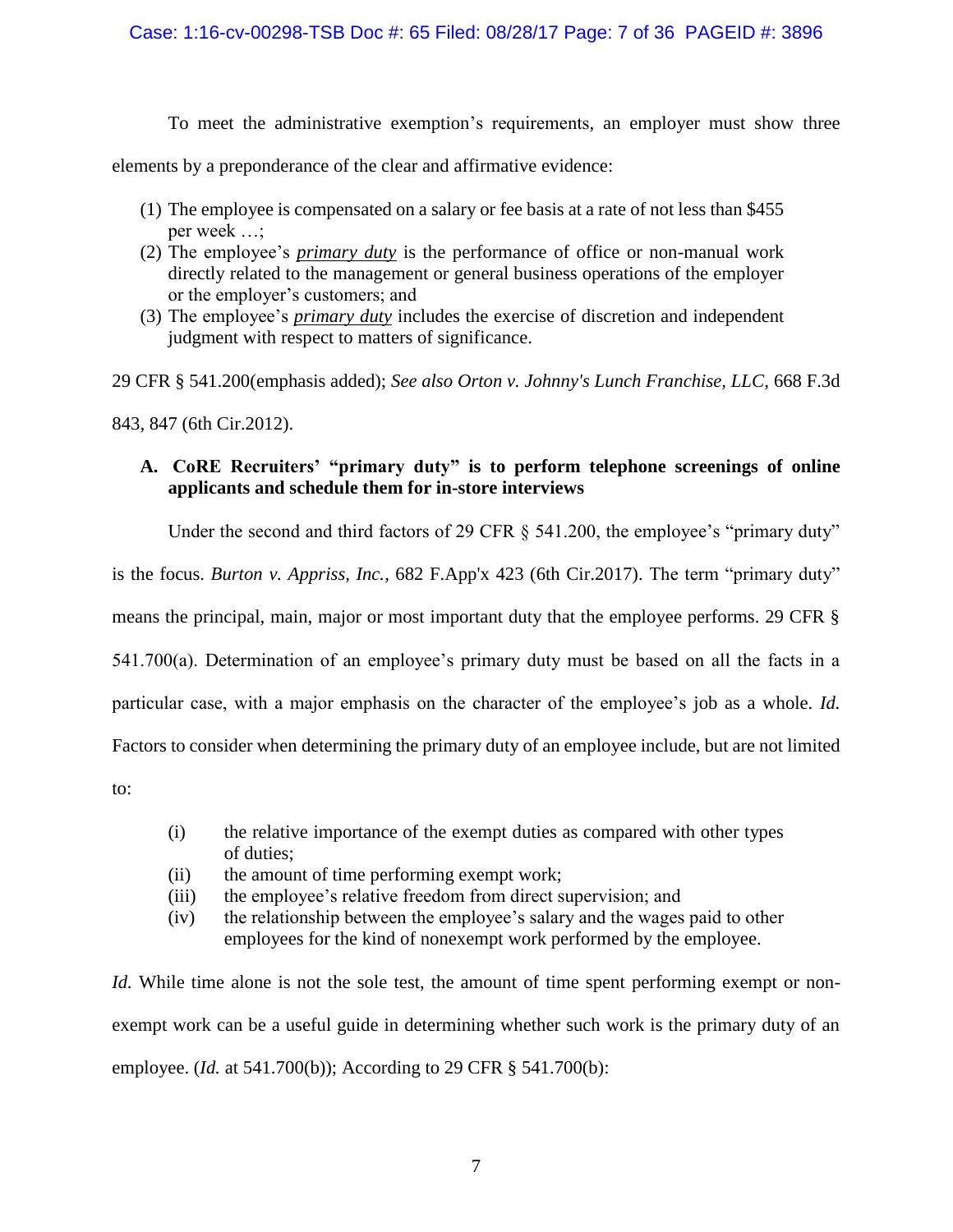To meet the administrative exemption's requirements, an employer must show three elements by a preponderance of the clear and affirmative evidence:

(1) The employee is compensated on a salary or fee basis at a rate of not less than $455 per week …;

(2) The employee's ***primary duty*** is the performance of office or non-manual work directly related to the management or general business operations of the employer or the employer's customers; and

(3) The employee's ***primary duty*** includes the exercise of discretion and independent judgment with respect to matters of significance.

29 CFR § 541.200(emphasis added); *See also Orton v. Johnny's Lunch Franchise, LLC,* 668 F.3d 843, 847 (6th Cir.2012).

### A. CoRE Recruiters' "primary duty" is to perform telephone screenings of online applicants and schedule them for in-store interviews

Under the second and third factors of 29 CFR § 541.200, the employee's "primary duty" is the focus. *Burton v. Appriss, Inc.*, 682 F.App'x 423 (6th Cir.2017). The term "primary duty" means the principal, main, major or most important duty that the employee performs. 29 CFR § 541.700(a). Determination of an employee's primary duty must be based on all the facts in a particular case, with a major emphasis on the character of the employee's job as a whole. *Id.* Factors to consider when determining the primary duty of an employee include, but are not limited to:

(i) the relative importance of the exempt duties as compared with other types of duties;

(ii) the amount of time performing exempt work;

(iii) the employee's relative freedom from direct supervision; and

(iv) the relationship between the employee's salary and the wages paid to other employees for the kind of nonexempt work performed by the employee.

*Id.* While time alone is not the sole test, the amount of time spent performing exempt or non-exempt work can be a useful guide in determining whether such work is the primary duty of an employee. (*Id.* at 541.700(b)); According to 29 CFR § 541.700(b):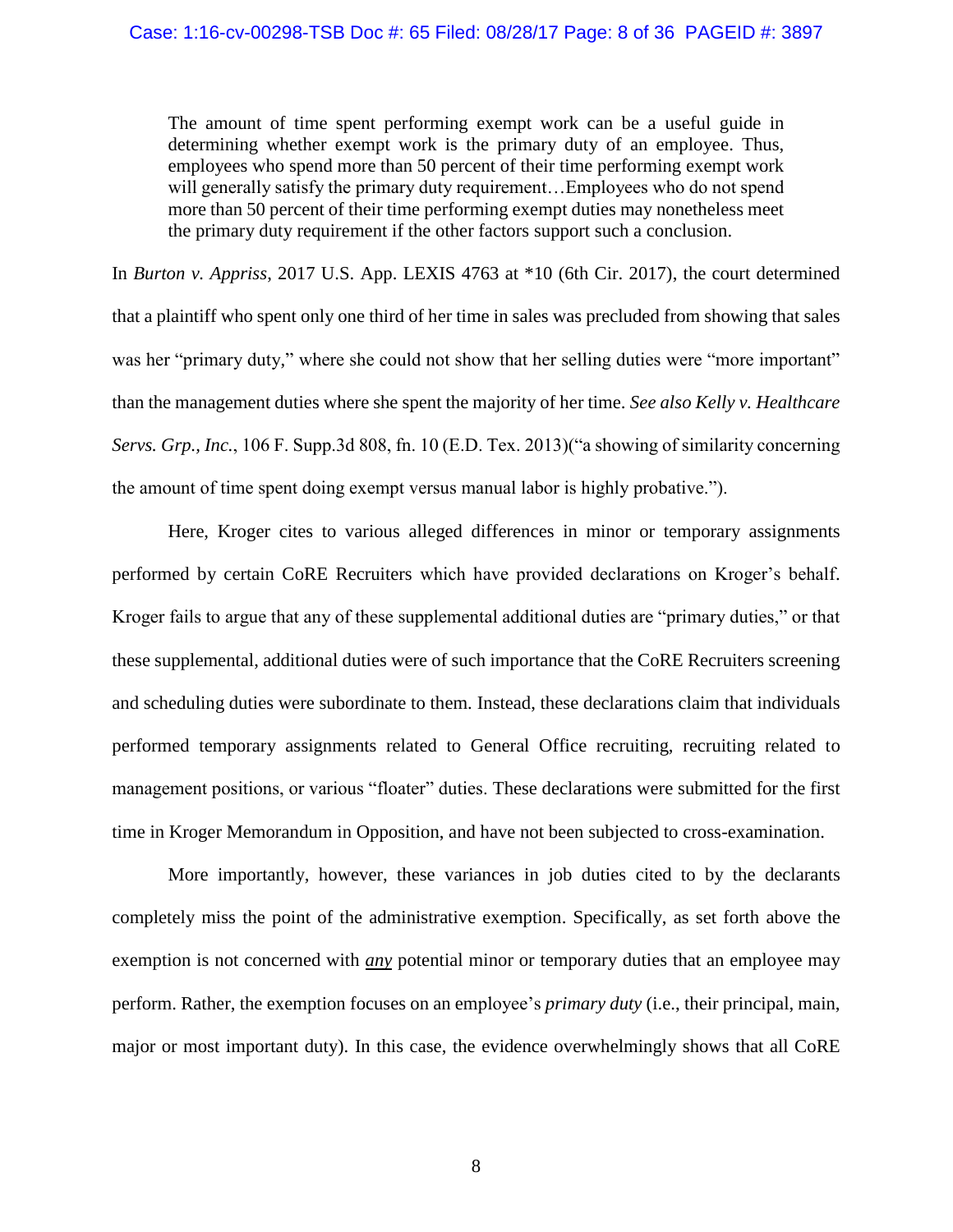> The amount of time spent performing exempt work can be a useful guide in determining whether exempt work is the primary duty of an employee. Thus, employees who spend more than 50 percent of their time performing exempt work will generally satisfy the primary duty requirement…Employees who do not spend more than 50 percent of their time performing exempt duties may nonetheless meet the primary duty requirement if the other factors support such a conclusion.

In *Burton v. Appriss*, 2017 U.S. App. LEXIS 4763 at *10 (6th Cir. 2017), the court determined that a plaintiff who spent only one third of her time in sales was precluded from showing that sales was her "primary duty," where she could not show that her selling duties were "more important" than the management duties where she spent the majority of her time. *See also Kelly v. Healthcare Servs. Grp., Inc.*, 106 F. Supp.3d 808, fn. 10 (E.D. Tex. 2013)("a showing of similarity concerning the amount of time spent doing exempt versus manual labor is highly probative.").

Here, Kroger cites to various alleged differences in minor or temporary assignments performed by certain CoRE Recruiters which have provided declarations on Kroger's behalf. Kroger fails to argue that any of these supplemental additional duties are "primary duties," or that these supplemental, additional duties were of such importance that the CoRE Recruiters screening and scheduling duties were subordinate to them. Instead, these declarations claim that individuals performed temporary assignments related to General Office recruiting, recruiting related to management positions, or various "floater" duties. These declarations were submitted for the first time in Kroger Memorandum in Opposition, and have not been subjected to cross-examination.

More importantly, however, these variances in job duties cited to by the declarants completely miss the point of the administrative exemption. Specifically, as set forth above the exemption is not concerned with ***any*** potential minor or temporary duties that an employee may perform. Rather, the exemption focuses on an employee's *primary duty* (i.e., their principal, main, major or most important duty). In this case, the evidence overwhelmingly shows that all CoRE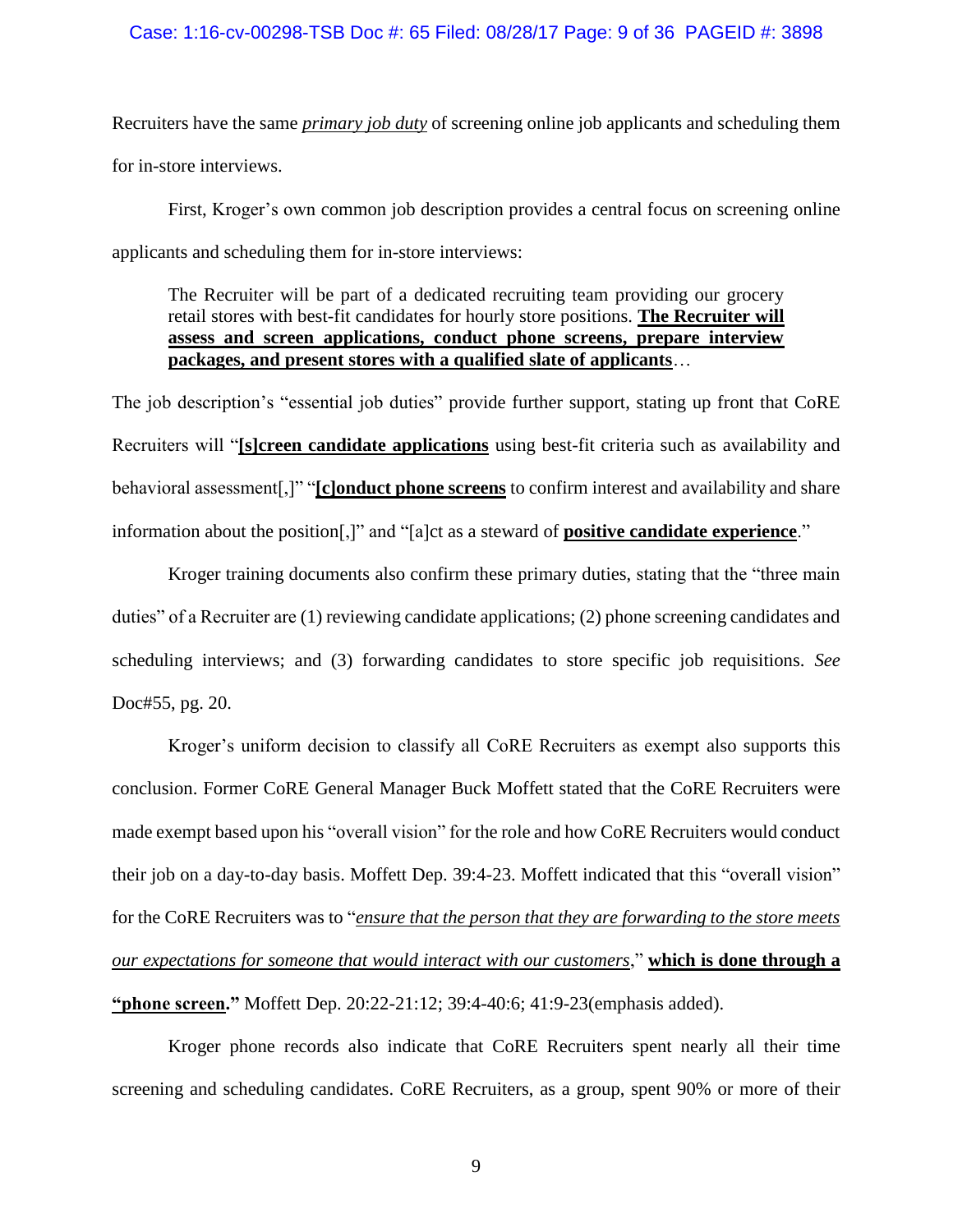Recruiters have the same <u>*primary job duty*</u> of screening online job applicants and scheduling them for in-store interviews.

First, Kroger's own common job description provides a central focus on screening online applicants and scheduling them for in-store interviews:

> The Recruiter will be part of a dedicated recruiting team providing our grocery retail stores with best-fit candidates for hourly store positions. **<u>The Recruiter will assess and screen applications, conduct phone screens, prepare interview packages, and present stores with a qualified slate of applicants</u>**…

The job description's "essential job duties" provide further support, stating up front that CoRE Recruiters will "**<u>[s]creen candidate applications</u>** using best-fit criteria such as availability and behavioral assessment[,]" "**<u>[c]onduct phone screens</u>** to confirm interest and availability and share information about the position[,]" and "[a]ct as a steward of **<u>positive candidate experience</u>**."

Kroger training documents also confirm these primary duties, stating that the "three main duties" of a Recruiter are (1) reviewing candidate applications; (2) phone screening candidates and scheduling interviews; and (3) forwarding candidates to store specific job requisitions. *See* Doc#55, pg. 20.

Kroger's uniform decision to classify all CoRE Recruiters as exempt also supports this conclusion. Former CoRE General Manager Buck Moffett stated that the CoRE Recruiters were made exempt based upon his "overall vision" for the role and how CoRE Recruiters would conduct their job on a day-to-day basis. Moffett Dep. 39:4-23. Moffett indicated that this "overall vision" for the CoRE Recruiters was to "<u>*ensure that the person that they are forwarding to the store meets our expectations for someone that would interact with our customers*</u>," **<u>which is done through a "phone screen</u>."** Moffett Dep. 20:22-21:12; 39:4-40:6; 41:9-23(emphasis added).

Kroger phone records also indicate that CoRE Recruiters spent nearly all their time screening and scheduling candidates. CoRE Recruiters, as a group, spent 90% or more of their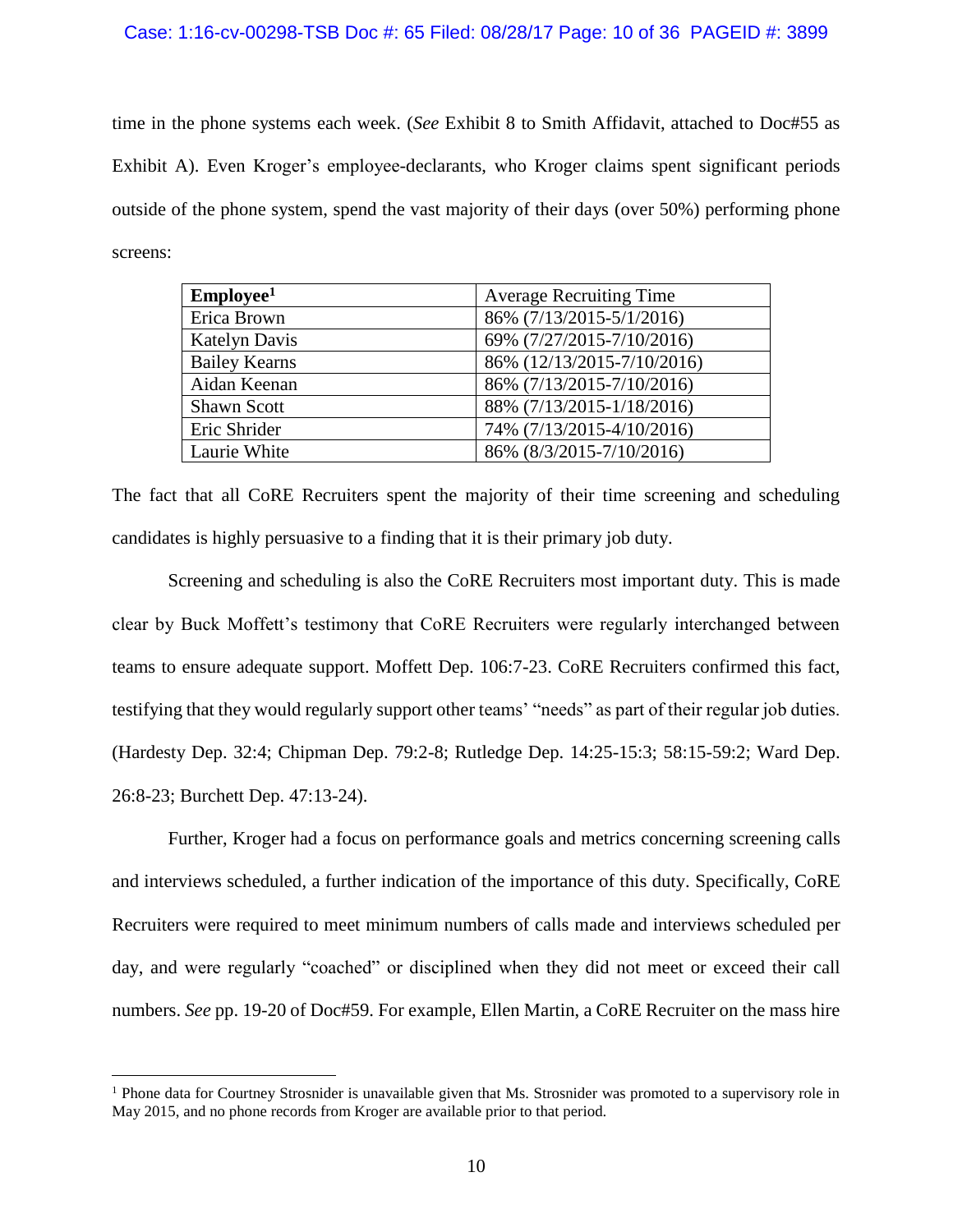time in the phone systems each week. (*See* Exhibit 8 to Smith Affidavit, attached to Doc#55 as Exhibit A). Even Kroger's employee-declarants, who Kroger claims spent significant periods outside of the phone system, spend the vast majority of their days (over 50%) performing phone screens:

| **Employee**[1] | Average Recruiting Time |
|---|---|
| Erica Brown | 86% (7/13/2015-5/1/2016) |
| Katelyn Davis | 69% (7/27/2015-7/10/2016) |
| Bailey Kearns | 86% (12/13/2015-7/10/2016) |
| Aidan Keenan | 86% (7/13/2015-7/10/2016) |
| Shawn Scott | 88% (7/13/2015-1/18/2016) |
| Eric Shrider | 74% (7/13/2015-4/10/2016) |
| Laurie White | 86% (8/3/2015-7/10/2016) |

The fact that all CoRE Recruiters spent the majority of their time screening and scheduling candidates is highly persuasive to a finding that it is their primary job duty.

Screening and scheduling is also the CoRE Recruiters most important duty. This is made clear by Buck Moffett's testimony that CoRE Recruiters were regularly interchanged between teams to ensure adequate support. Moffett Dep. 106:7-23. CoRE Recruiters confirmed this fact, testifying that they would regularly support other teams' "needs" as part of their regular job duties. (Hardesty Dep. 32:4; Chipman Dep. 79:2-8; Rutledge Dep. 14:25-15:3; 58:15-59:2; Ward Dep. 26:8-23; Burchett Dep. 47:13-24).

Further, Kroger had a focus on performance goals and metrics concerning screening calls and interviews scheduled, a further indication of the importance of this duty. Specifically, CoRE Recruiters were required to meet minimum numbers of calls made and interviews scheduled per day, and were regularly "coached" or disciplined when they did not meet or exceed their call numbers. *See* pp. 19-20 of Doc#59. For example, Ellen Martin, a CoRE Recruiter on the mass hire

---

[1] Phone data for Courtney Strosnider is unavailable given that Ms. Strosnider was promoted to a supervisory role in May 2015, and no phone records from Kroger are available prior to that period.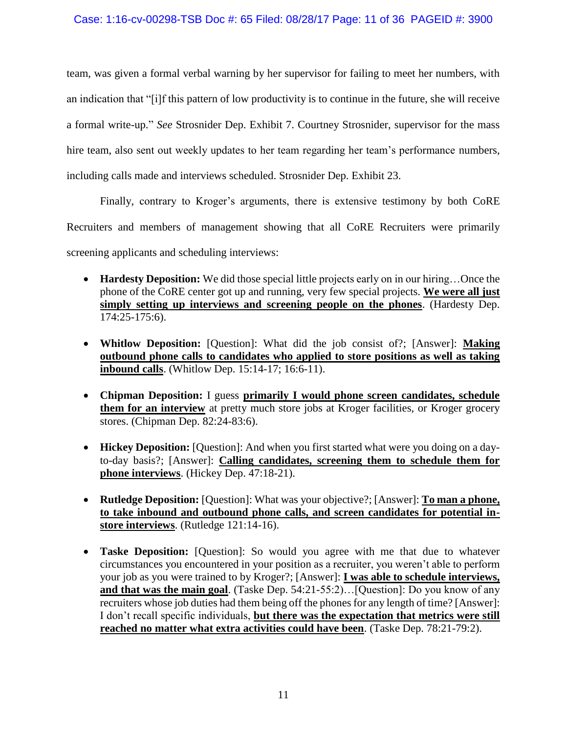team, was given a formal verbal warning by her supervisor for failing to meet her numbers, with an indication that "[i]f this pattern of low productivity is to continue in the future, she will receive a formal write-up." *See* Strosnider Dep. Exhibit 7. Courtney Strosnider, supervisor for the mass hire team, also sent out weekly updates to her team regarding her team's performance numbers, including calls made and interviews scheduled. Strosnider Dep. Exhibit 23.

Finally, contrary to Kroger's arguments, there is extensive testimony by both CoRE Recruiters and members of management showing that all CoRE Recruiters were primarily screening applicants and scheduling interviews:

- **Hardesty Deposition:** We did those special little projects early on in our hiring…Once the phone of the CoRE center got up and running, very few special projects. **<u>We were all just simply setting up interviews and screening people on the phones</u>**. (Hardesty Dep. 174:25-175:6).

- **Whitlow Deposition:** [Question]: What did the job consist of?; [Answer]: **<u>Making outbound phone calls to candidates who applied to store positions as well as taking inbound calls</u>**. (Whitlow Dep. 15:14-17; 16:6-11).

- **Chipman Deposition:** I guess **<u>primarily I would phone screen candidates, schedule them for an interview</u>** at pretty much store jobs at Kroger facilities, or Kroger grocery stores. (Chipman Dep. 82:24-83:6).

- **Hickey Deposition:** [Question]: And when you first started what were you doing on a day-to-day basis?; [Answer]: **<u>Calling candidates, screening them to schedule them for phone interviews</u>**. (Hickey Dep. 47:18-21).

- **Rutledge Deposition:** [Question]: What was your objective?; [Answer]: **<u>To man a phone, to take inbound and outbound phone calls, and screen candidates for potential in-store interviews</u>**. (Rutledge 121:14-16).

- **Taske Deposition:** [Question]: So would you agree with me that due to whatever circumstances you encountered in your position as a recruiter, you weren't able to perform your job as you were trained to by Kroger?; [Answer]: **<u>I was able to schedule interviews, and that was the main goal</u>**. (Taske Dep. 54:21-55:2)…[Question]: Do you know of any recruiters whose job duties had them being off the phones for any length of time? [Answer]: I don't recall specific individuals, **<u>but there was the expectation that metrics were still reached no matter what extra activities could have been</u>**. (Taske Dep. 78:21-79:2).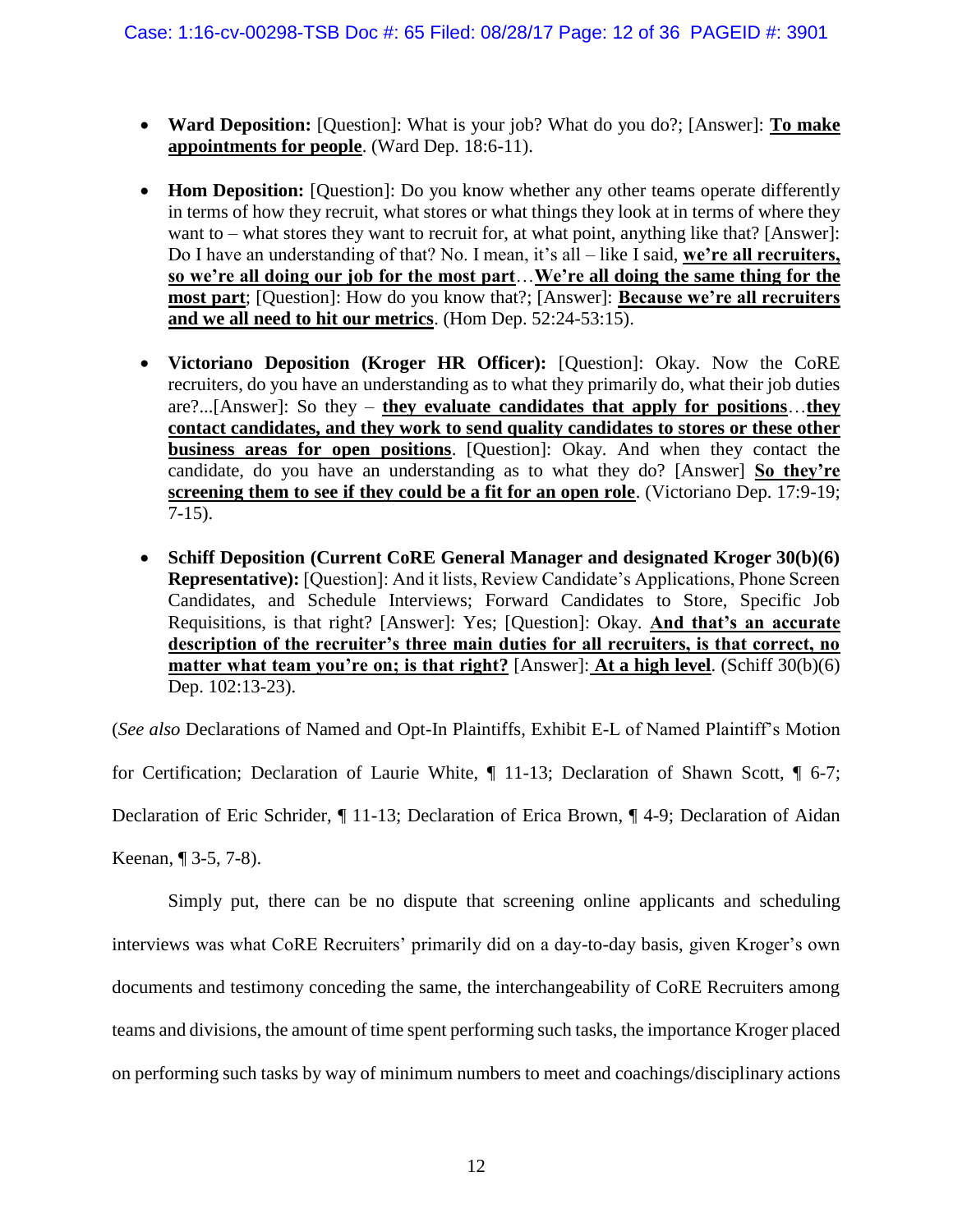- **Ward Deposition:** [Question]: What is your job? What do you do?; [Answer]: **<u>To make appointments for people</u>**. (Ward Dep. 18:6-11).

- **Hom Deposition:** [Question]: Do you know whether any other teams operate differently in terms of how they recruit, what stores or what things they look at in terms of where they want to – what stores they want to recruit for, at what point, anything like that? [Answer]: Do I have an understanding of that? No. I mean, it's all – like I said, **<u>we're all recruiters, so we're all doing our job for the most part</u>**…**<u>We're all doing the same thing for the most part</u>**; [Question]: How do you know that?; [Answer]: **<u>Because we're all recruiters and we all need to hit our metrics</u>**. (Hom Dep. 52:24-53:15).

- **Victoriano Deposition (Kroger HR Officer):** [Question]: Okay. Now the CoRE recruiters, do you have an understanding as to what they primarily do, what their job duties are?...[Answer]: So they – **<u>they evaluate candidates that apply for positions</u>**…**<u>they contact candidates, and they work to send quality candidates to stores or these other business areas for open positions</u>**. [Question]: Okay. And when they contact the candidate, do you have an understanding as to what they do? [Answer] **<u>So they're screening them to see if they could be a fit for an open role</u>**. (Victoriano Dep. 17:9-19; 7-15).

- **Schiff Deposition (Current CoRE General Manager and designated Kroger 30(b)(6) Representative):** [Question]: And it lists, Review Candidate's Applications, Phone Screen Candidates, and Schedule Interviews; Forward Candidates to Store, Specific Job Requisitions, is that right? [Answer]: Yes; [Question]: Okay. **<u>And that's an accurate description of the recruiter's three main duties for all recruiters, is that correct, no matter what team you're on; is that right?</u>** [Answer]: **<u>At a high level</u>**. (Schiff 30(b)(6) Dep. 102:13-23).

(*See also* Declarations of Named and Opt-In Plaintiffs, Exhibit E-L of Named Plaintiff's Motion for Certification; Declaration of Laurie White, ¶ 11-13; Declaration of Shawn Scott, ¶ 6-7; Declaration of Eric Schrider, ¶ 11-13; Declaration of Erica Brown, ¶ 4-9; Declaration of Aidan Keenan, ¶ 3-5, 7-8).

Simply put, there can be no dispute that screening online applicants and scheduling interviews was what CoRE Recruiters' primarily did on a day-to-day basis, given Kroger's own documents and testimony conceding the same, the interchangeability of CoRE Recruiters among teams and divisions, the amount of time spent performing such tasks, the importance Kroger placed on performing such tasks by way of minimum numbers to meet and coachings/disciplinary actions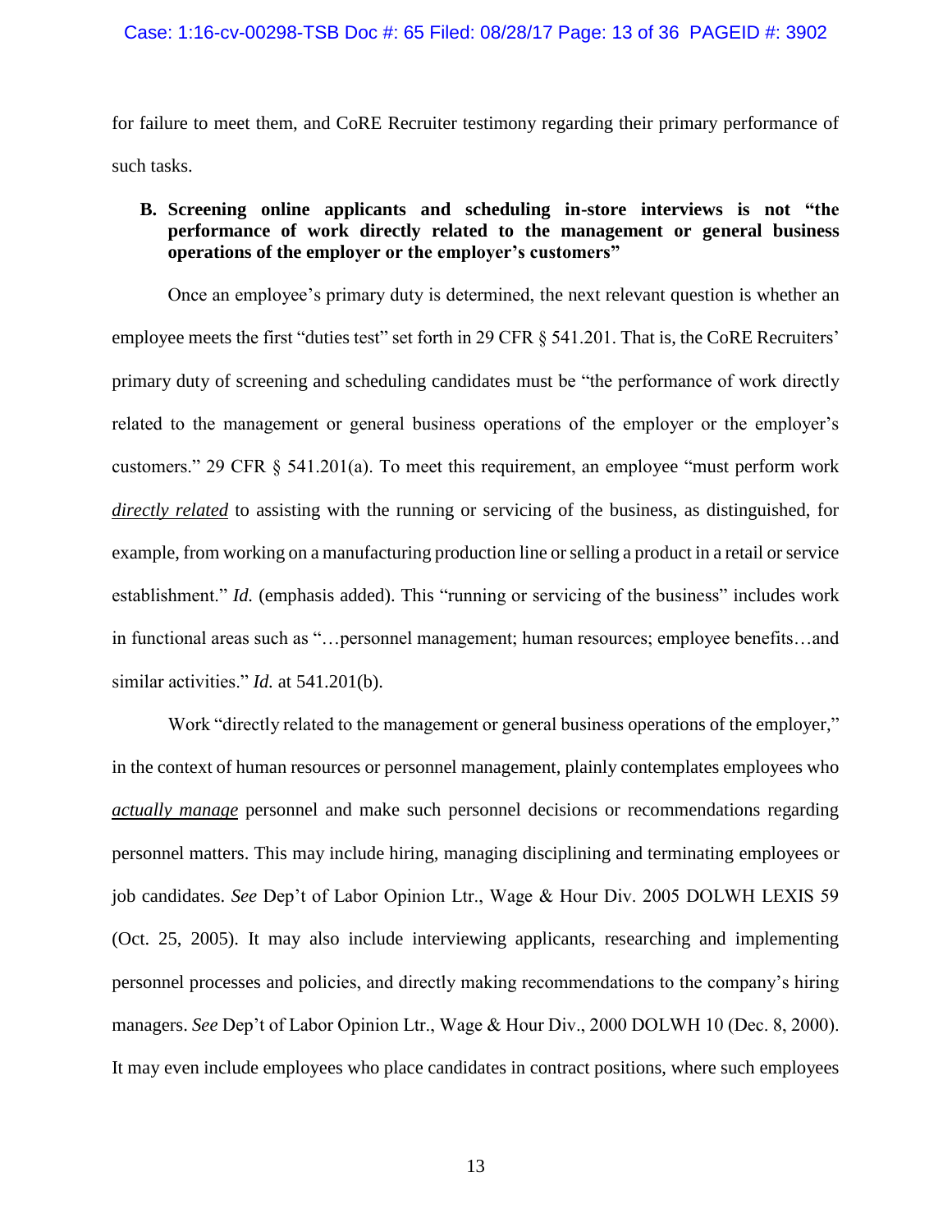for failure to meet them, and CoRE Recruiter testimony regarding their primary performance of such tasks.

### B. Screening online applicants and scheduling in-store interviews is not "the performance of work directly related to the management or general business operations of the employer or the employer's customers"

Once an employee's primary duty is determined, the next relevant question is whether an employee meets the first "duties test" set forth in 29 CFR § 541.201. That is, the CoRE Recruiters' primary duty of screening and scheduling candidates must be "the performance of work directly related to the management or general business operations of the employer or the employer's customers." 29 CFR § 541.201(a). To meet this requirement, an employee "must perform work ***directly related*** to assisting with the running or servicing of the business, as distinguished, for example, from working on a manufacturing production line or selling a product in a retail or service establishment." *Id.* (emphasis added). This "running or servicing of the business" includes work in functional areas such as "…personnel management; human resources; employee benefits…and similar activities." *Id.* at 541.201(b).

Work "directly related to the management or general business operations of the employer," in the context of human resources or personnel management, plainly contemplates employees who ***actually manage*** personnel and make such personnel decisions or recommendations regarding personnel matters. This may include hiring, managing disciplining and terminating employees or job candidates. *See* Dep't of Labor Opinion Ltr., Wage & Hour Div. 2005 DOLWH LEXIS 59 (Oct. 25, 2005). It may also include interviewing applicants, researching and implementing personnel processes and policies, and directly making recommendations to the company's hiring managers. *See* Dep't of Labor Opinion Ltr., Wage & Hour Div., 2000 DOLWH 10 (Dec. 8, 2000). It may even include employees who place candidates in contract positions, where such employees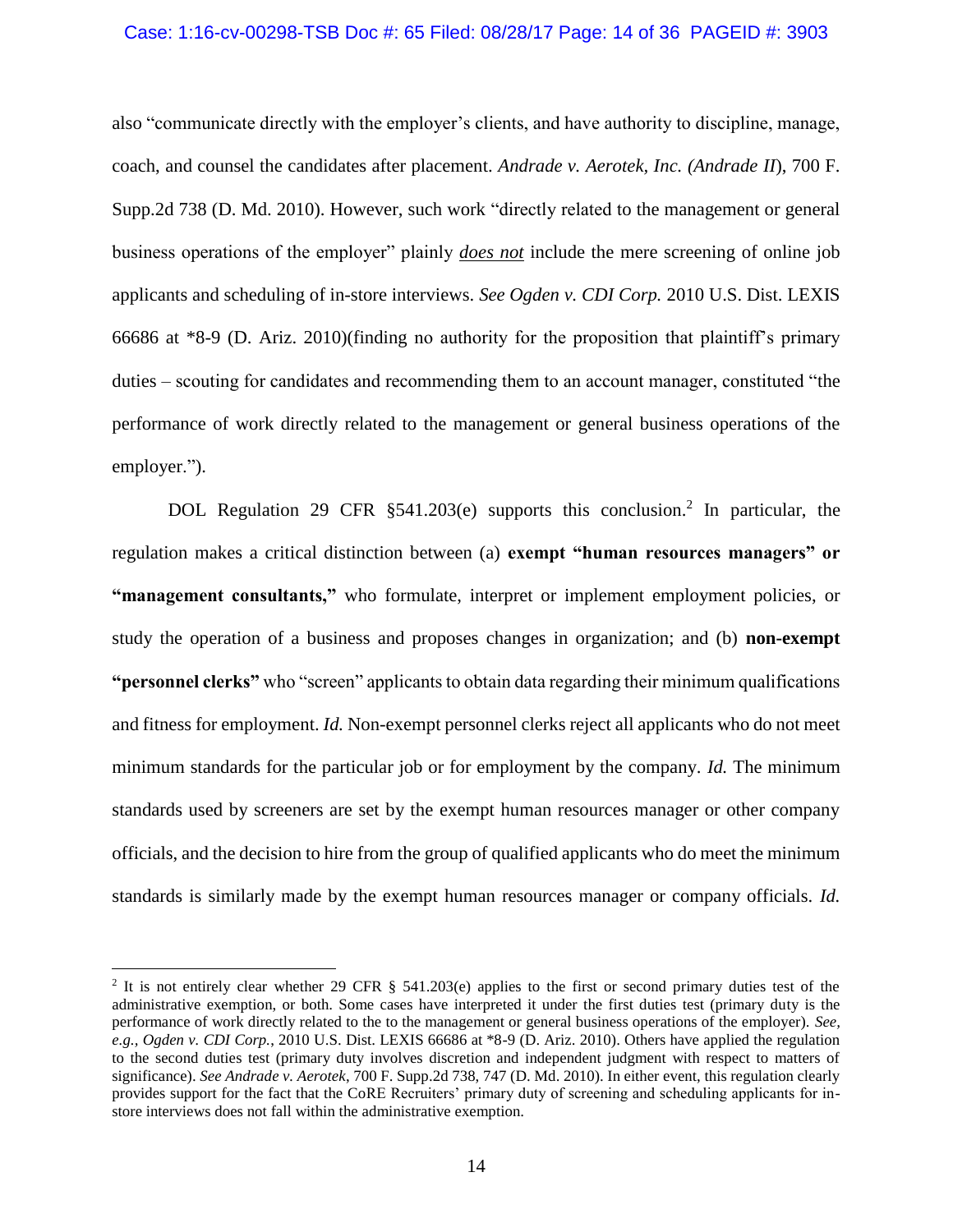also "communicate directly with the employer's clients, and have authority to discipline, manage, coach, and counsel the candidates after placement. *Andrade v. Aerotek, Inc. (Andrade II*), 700 F. Supp.2d 738 (D. Md. 2010). However, such work "directly related to the management or general business operations of the employer" plainly ***does not*** include the mere screening of online job applicants and scheduling of in-store interviews. *See Ogden v. CDI Corp.* 2010 U.S. Dist. LEXIS 66686 at *8-9 (D. Ariz. 2010)(finding no authority for the proposition that plaintiff's primary duties – scouting for candidates and recommending them to an account manager, constituted "the performance of work directly related to the management or general business operations of the employer.").

DOL Regulation 29 CFR §541.203(e) supports this conclusion.[2] In particular, the regulation makes a critical distinction between (a) **exempt "human resources managers" or "management consultants,"** who formulate, interpret or implement employment policies, or study the operation of a business and proposes changes in organization; and (b) **non-exempt "personnel clerks"** who "screen" applicants to obtain data regarding their minimum qualifications and fitness for employment. *Id.* Non-exempt personnel clerks reject all applicants who do not meet minimum standards for the particular job or for employment by the company. *Id.* The minimum standards used by screeners are set by the exempt human resources manager or other company officials, and the decision to hire from the group of qualified applicants who do meet the minimum standards is similarly made by the exempt human resources manager or company officials. *Id.*

---

[2] It is not entirely clear whether 29 CFR § 541.203(e) applies to the first or second primary duties test of the administrative exemption, or both. Some cases have interpreted it under the first duties test (primary duty is the performance of work directly related to the to the management or general business operations of the employer). *See, e.g., Ogden v. CDI Corp.*, 2010 U.S. Dist. LEXIS 66686 at *8-9 (D. Ariz. 2010). Others have applied the regulation to the second duties test (primary duty involves discretion and independent judgment with respect to matters of significance). *See Andrade v. Aerotek*, 700 F. Supp.2d 738, 747 (D. Md. 2010). In either event, this regulation clearly provides support for the fact that the CoRE Recruiters' primary duty of screening and scheduling applicants for in-store interviews does not fall within the administrative exemption.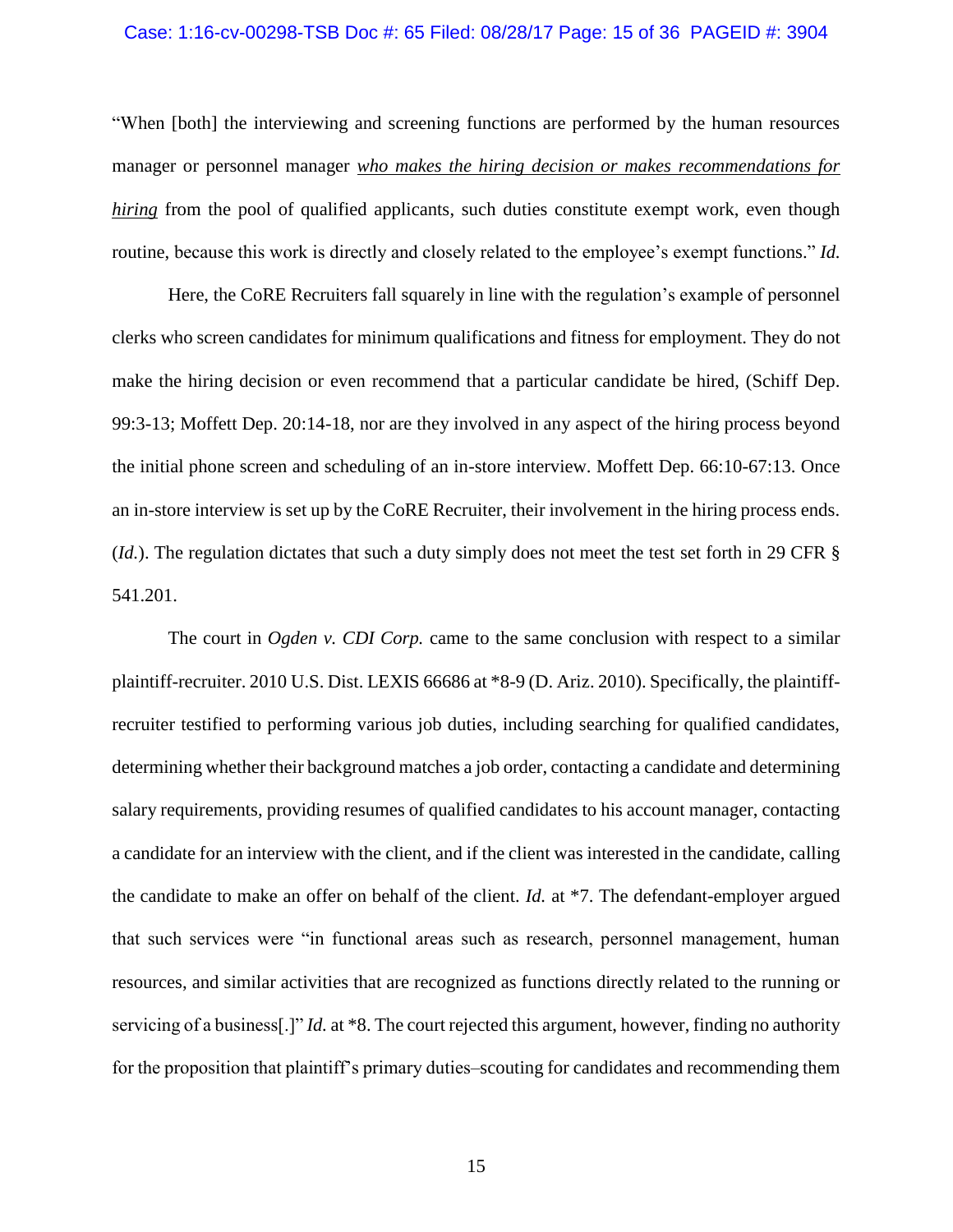"When [both] the interviewing and screening functions are performed by the human resources manager or personnel manager *who makes the hiring decision or makes recommendations for hiring* from the pool of qualified applicants, such duties constitute exempt work, even though routine, because this work is directly and closely related to the employee's exempt functions." *Id.*

Here, the CoRE Recruiters fall squarely in line with the regulation's example of personnel clerks who screen candidates for minimum qualifications and fitness for employment. They do not make the hiring decision or even recommend that a particular candidate be hired, (Schiff Dep. 99:3-13; Moffett Dep. 20:14-18, nor are they involved in any aspect of the hiring process beyond the initial phone screen and scheduling of an in-store interview. Moffett Dep. 66:10-67:13. Once an in-store interview is set up by the CoRE Recruiter, their involvement in the hiring process ends. (*Id.*). The regulation dictates that such a duty simply does not meet the test set forth in 29 CFR § 541.201.

The court in *Ogden v. CDI Corp.* came to the same conclusion with respect to a similar plaintiff-recruiter. 2010 U.S. Dist. LEXIS 66686 at *8-9 (D. Ariz. 2010). Specifically, the plaintiff-recruiter testified to performing various job duties, including searching for qualified candidates, determining whether their background matches a job order, contacting a candidate and determining salary requirements, providing resumes of qualified candidates to his account manager, contacting a candidate for an interview with the client, and if the client was interested in the candidate, calling the candidate to make an offer on behalf of the client. *Id.* at *7. The defendant-employer argued that such services were "in functional areas such as research, personnel management, human resources, and similar activities that are recognized as functions directly related to the running or servicing of a business[.]" *Id.* at *8. The court rejected this argument, however, finding no authority for the proposition that plaintiff's primary duties–scouting for candidates and recommending them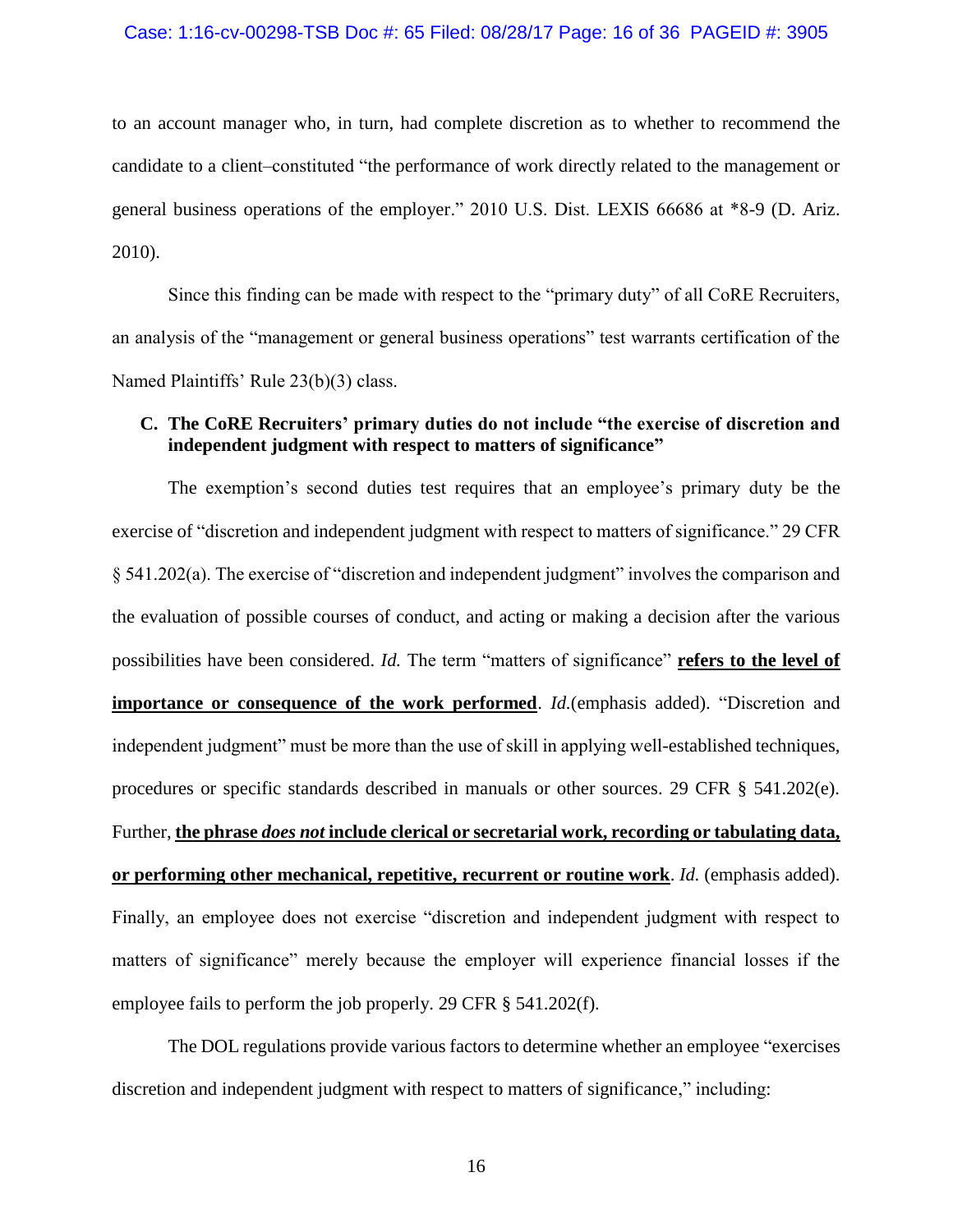to an account manager who, in turn, had complete discretion as to whether to recommend the candidate to a client–constituted "the performance of work directly related to the management or general business operations of the employer." 2010 U.S. Dist. LEXIS 66686 at *8-9 (D. Ariz. 2010).

Since this finding can be made with respect to the "primary duty" of all CoRE Recruiters, an analysis of the "management or general business operations" test warrants certification of the Named Plaintiffs' Rule 23(b)(3) class.

### C. The CoRE Recruiters' primary duties do not include "the exercise of discretion and independent judgment with respect to matters of significance"

The exemption's second duties test requires that an employee's primary duty be the exercise of "discretion and independent judgment with respect to matters of significance." 29 CFR § 541.202(a). The exercise of "discretion and independent judgment" involves the comparison and the evaluation of possible courses of conduct, and acting or making a decision after the various possibilities have been considered. *Id.* The term "matters of significance" **refers to the level of importance or consequence of the work performed**. *Id.*(emphasis added). "Discretion and independent judgment" must be more than the use of skill in applying well-established techniques, procedures or specific standards described in manuals or other sources. 29 CFR § 541.202(e). Further, **the phrase *does not* include clerical or secretarial work, recording or tabulating data, or performing other mechanical, repetitive, recurrent or routine work**. *Id.* (emphasis added). Finally, an employee does not exercise "discretion and independent judgment with respect to matters of significance" merely because the employer will experience financial losses if the employee fails to perform the job properly. 29 CFR § 541.202(f).

The DOL regulations provide various factors to determine whether an employee "exercises discretion and independent judgment with respect to matters of significance," including: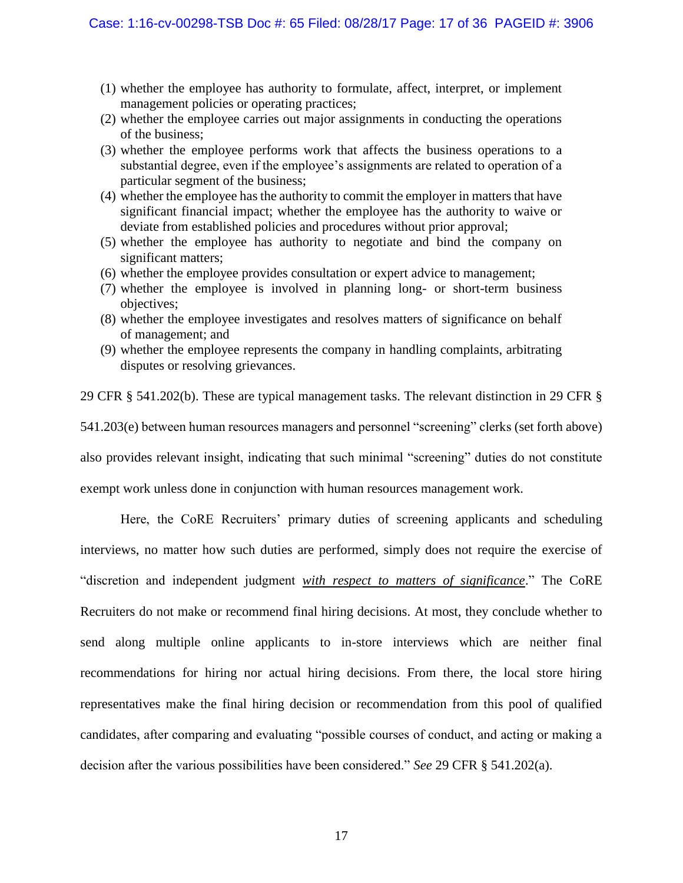(1) whether the employee has authority to formulate, affect, interpret, or implement management policies or operating practices;
(2) whether the employee carries out major assignments in conducting the operations of the business;
(3) whether the employee performs work that affects the business operations to a substantial degree, even if the employee's assignments are related to operation of a particular segment of the business;
(4) whether the employee has the authority to commit the employer in matters that have significant financial impact; whether the employee has the authority to waive or deviate from established policies and procedures without prior approval;
(5) whether the employee has authority to negotiate and bind the company on significant matters;
(6) whether the employee provides consultation or expert advice to management;
(7) whether the employee is involved in planning long- or short-term business objectives;
(8) whether the employee investigates and resolves matters of significance on behalf of management; and
(9) whether the employee represents the company in handling complaints, arbitrating disputes or resolving grievances.

29 CFR § 541.202(b). These are typical management tasks. The relevant distinction in 29 CFR § 541.203(e) between human resources managers and personnel "screening" clerks (set forth above) also provides relevant insight, indicating that such minimal "screening" duties do not constitute exempt work unless done in conjunction with human resources management work.

Here, the CoRE Recruiters' primary duties of screening applicants and scheduling interviews, no matter how such duties are performed, simply does not require the exercise of "discretion and independent judgment ***<u>with respect to matters of significance</u>***." The CoRE Recruiters do not make or recommend final hiring decisions. At most, they conclude whether to send along multiple online applicants to in-store interviews which are neither final recommendations for hiring nor actual hiring decisions. From there, the local store hiring representatives make the final hiring decision or recommendation from this pool of qualified candidates, after comparing and evaluating "possible courses of conduct, and acting or making a decision after the various possibilities have been considered." *See* 29 CFR § 541.202(a).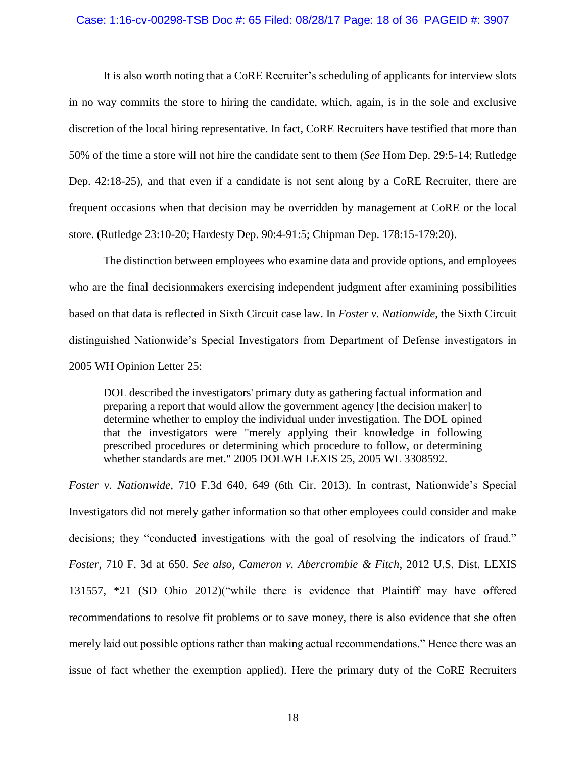It is also worth noting that a CoRE Recruiter's scheduling of applicants for interview slots in no way commits the store to hiring the candidate, which, again, is in the sole and exclusive discretion of the local hiring representative. In fact, CoRE Recruiters have testified that more than 50% of the time a store will not hire the candidate sent to them (*See* Hom Dep. 29:5-14; Rutledge Dep. 42:18-25), and that even if a candidate is not sent along by a CoRE Recruiter, there are frequent occasions when that decision may be overridden by management at CoRE or the local store. (Rutledge 23:10-20; Hardesty Dep. 90:4-91:5; Chipman Dep. 178:15-179:20).

The distinction between employees who examine data and provide options, and employees who are the final decisionmakers exercising independent judgment after examining possibilities based on that data is reflected in Sixth Circuit case law. In *Foster v. Nationwide*, the Sixth Circuit distinguished Nationwide's Special Investigators from Department of Defense investigators in 2005 WH Opinion Letter 25:

> DOL described the investigators' primary duty as gathering factual information and preparing a report that would allow the government agency [the decision maker] to determine whether to employ the individual under investigation. The DOL opined that the investigators were "merely applying their knowledge in following prescribed procedures or determining which procedure to follow, or determining whether standards are met." 2005 DOLWH LEXIS 25, 2005 WL 3308592.

*Foster v. Nationwide*, 710 F.3d 640, 649 (6th Cir. 2013). In contrast, Nationwide's Special Investigators did not merely gather information so that other employees could consider and make decisions; they "conducted investigations with the goal of resolving the indicators of fraud." *Foster*, 710 F. 3d at 650. *See also, Cameron v. Abercrombie & Fitch*, 2012 U.S. Dist. LEXIS 131557, *21 (SD Ohio 2012)("while there is evidence that Plaintiff may have offered recommendations to resolve fit problems or to save money, there is also evidence that she often merely laid out possible options rather than making actual recommendations." Hence there was an issue of fact whether the exemption applied). Here the primary duty of the CoRE Recruiters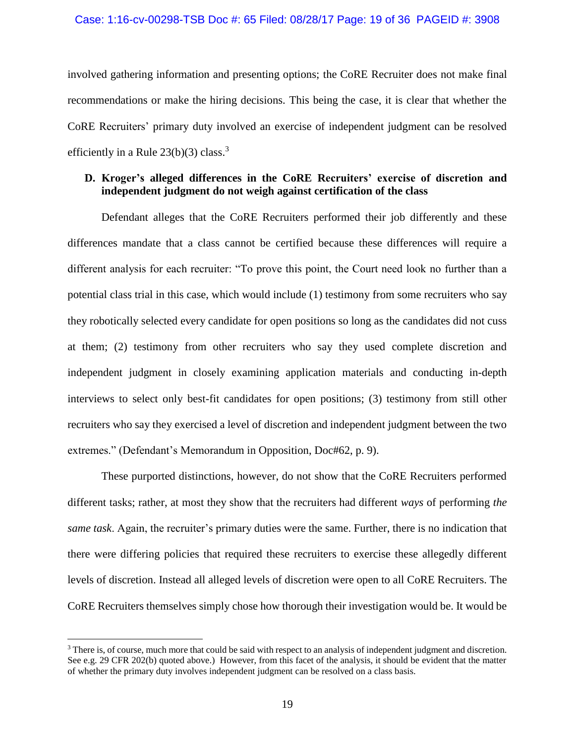involved gathering information and presenting options; the CoRE Recruiter does not make final recommendations or make the hiring decisions. This being the case, it is clear that whether the CoRE Recruiters' primary duty involved an exercise of independent judgment can be resolved efficiently in a Rule 23(b)(3) class.[3]

**D. Kroger's alleged differences in the CoRE Recruiters' exercise of discretion and independent judgment do not weigh against certification of the class**

Defendant alleges that the CoRE Recruiters performed their job differently and these differences mandate that a class cannot be certified because these differences will require a different analysis for each recruiter: "To prove this point, the Court need look no further than a potential class trial in this case, which would include (1) testimony from some recruiters who say they robotically selected every candidate for open positions so long as the candidates did not cuss at them; (2) testimony from other recruiters who say they used complete discretion and independent judgment in closely examining application materials and conducting in-depth interviews to select only best-fit candidates for open positions; (3) testimony from still other recruiters who say they exercised a level of discretion and independent judgment between the two extremes." (Defendant's Memorandum in Opposition, Doc#62, p. 9).

These purported distinctions, however, do not show that the CoRE Recruiters performed different tasks; rather, at most they show that the recruiters had different *ways* of performing *the same task*. Again, the recruiter's primary duties were the same. Further, there is no indication that there were differing policies that required these recruiters to exercise these allegedly different levels of discretion. Instead all alleged levels of discretion were open to all CoRE Recruiters. The CoRE Recruiters themselves simply chose how thorough their investigation would be. It would be

---

[3] There is, of course, much more that could be said with respect to an analysis of independent judgment and discretion. See e.g. 29 CFR 202(b) quoted above.) However, from this facet of the analysis, it should be evident that the matter of whether the primary duty involves independent judgment can be resolved on a class basis.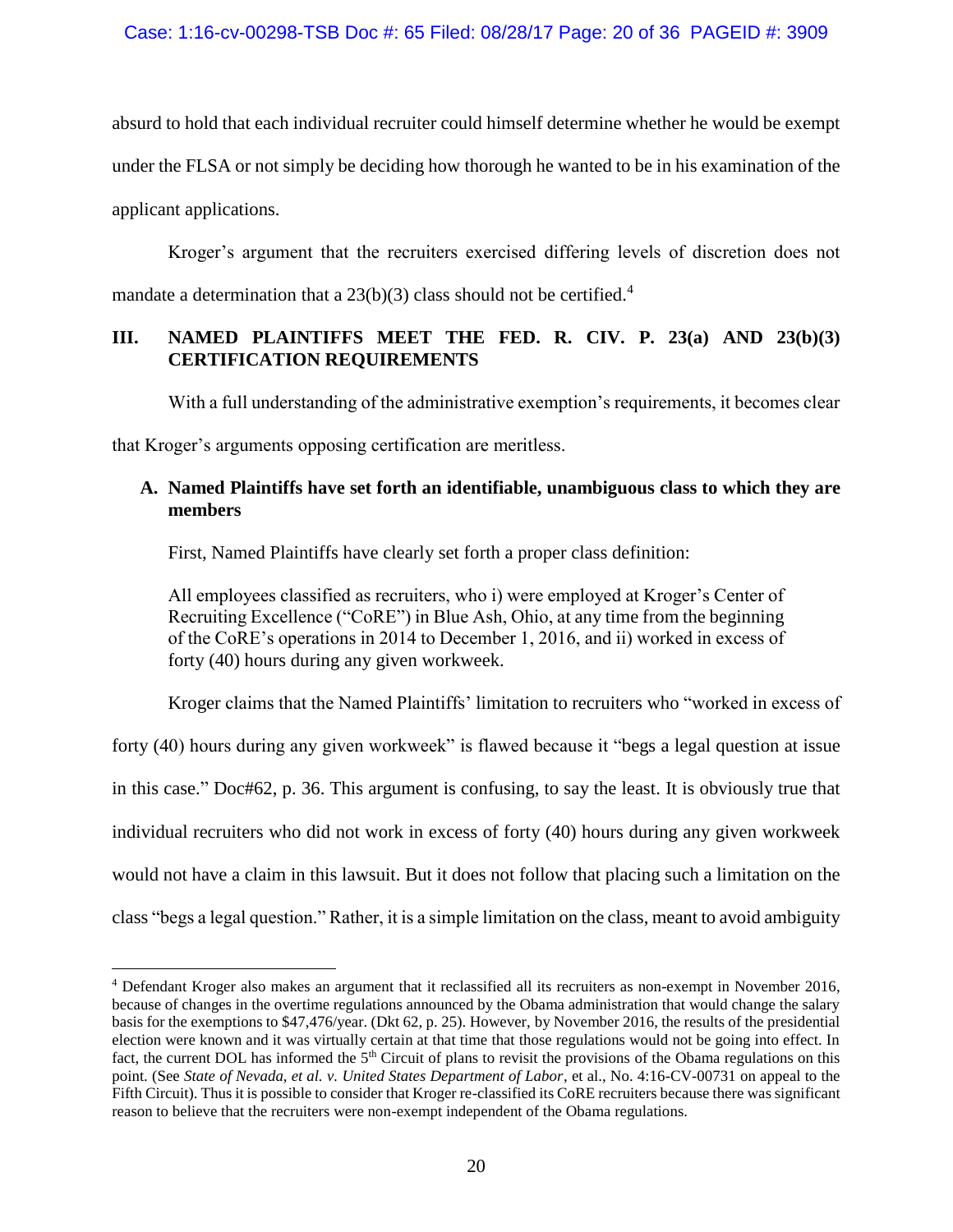absurd to hold that each individual recruiter could himself determine whether he would be exempt under the FLSA or not simply be deciding how thorough he wanted to be in his examination of the applicant applications.

Kroger's argument that the recruiters exercised differing levels of discretion does not mandate a determination that a 23(b)(3) class should not be certified.[4]

## III. NAMED PLAINTIFFS MEET THE FED. R. CIV. P. 23(a) AND 23(b)(3) CERTIFICATION REQUIREMENTS

With a full understanding of the administrative exemption's requirements, it becomes clear that Kroger's arguments opposing certification are meritless.

### A. Named Plaintiffs have set forth an identifiable, unambiguous class to which they are members

First, Named Plaintiffs have clearly set forth a proper class definition:

> All employees classified as recruiters, who i) were employed at Kroger's Center of Recruiting Excellence ("CoRE") in Blue Ash, Ohio, at any time from the beginning of the CoRE's operations in 2014 to December 1, 2016, and ii) worked in excess of forty (40) hours during any given workweek.

Kroger claims that the Named Plaintiffs' limitation to recruiters who "worked in excess of forty (40) hours during any given workweek" is flawed because it "begs a legal question at issue in this case." Doc#62, p. 36. This argument is confusing, to say the least. It is obviously true that individual recruiters who did not work in excess of forty (40) hours during any given workweek would not have a claim in this lawsuit. But it does not follow that placing such a limitation on the class "begs a legal question." Rather, it is a simple limitation on the class, meant to avoid ambiguity

---

[4] Defendant Kroger also makes an argument that it reclassified all its recruiters as non-exempt in November 2016, because of changes in the overtime regulations announced by the Obama administration that would change the salary basis for the exemptions to $47,476/year. (Dkt 62, p. 25). However, by November 2016, the results of the presidential election were known and it was virtually certain at that time that those regulations would not be going into effect. In fact, the current DOL has informed the 5th Circuit of plans to revisit the provisions of the Obama regulations on this point. (See *State of Nevada, et al. v. United States Department of Labor*, et al., No. 4:16-CV-00731 on appeal to the Fifth Circuit). Thus it is possible to consider that Kroger re-classified its CoRE recruiters because there was significant reason to believe that the recruiters were non-exempt independent of the Obama regulations.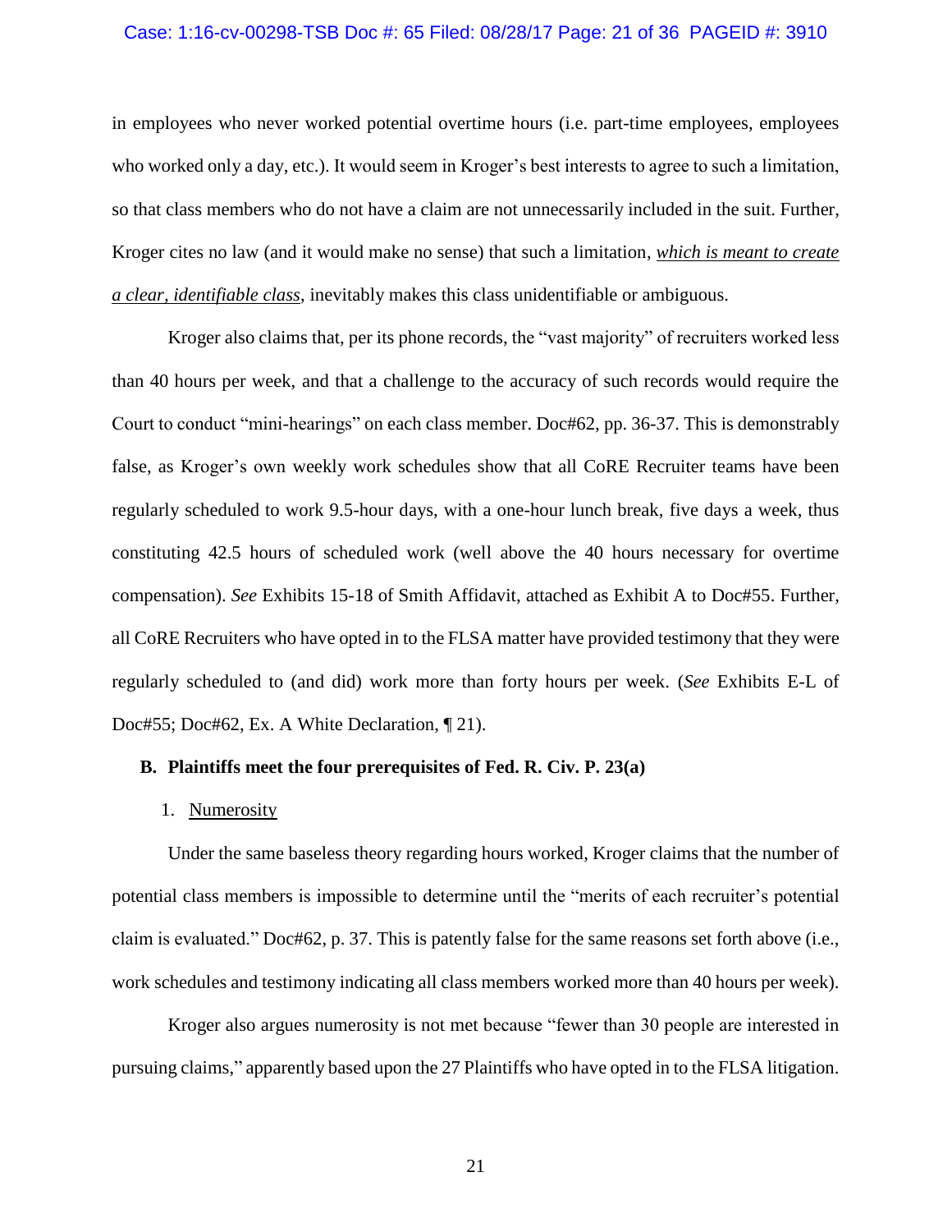in employees who never worked potential overtime hours (i.e. part-time employees, employees who worked only a day, etc.). It would seem in Kroger's best interests to agree to such a limitation, so that class members who do not have a claim are not unnecessarily included in the suit. Further, Kroger cites no law (and it would make no sense) that such a limitation, <u>***which is meant to create a clear, identifiable class***</u>, inevitably makes this class unidentifiable or ambiguous.

Kroger also claims that, per its phone records, the "vast majority" of recruiters worked less than 40 hours per week, and that a challenge to the accuracy of such records would require the Court to conduct "mini-hearings" on each class member. Doc#62, pp. 36-37. This is demonstrably false, as Kroger's own weekly work schedules show that all CoRE Recruiter teams have been regularly scheduled to work 9.5-hour days, with a one-hour lunch break, five days a week, thus constituting 42.5 hours of scheduled work (well above the 40 hours necessary for overtime compensation). *See* Exhibits 15-18 of Smith Affidavit, attached as Exhibit A to Doc#55. Further, all CoRE Recruiters who have opted in to the FLSA matter have provided testimony that they were regularly scheduled to (and did) work more than forty hours per week. (*See* Exhibits E-L of Doc#55; Doc#62, Ex. A White Declaration, ¶ 21).

### B. Plaintiffs meet the four prerequisites of Fed. R. Civ. P. 23(a)

#### 1. <u>Numerosity</u>

Under the same baseless theory regarding hours worked, Kroger claims that the number of potential class members is impossible to determine until the "merits of each recruiter's potential claim is evaluated." Doc#62, p. 37. This is patently false for the same reasons set forth above (i.e., work schedules and testimony indicating all class members worked more than 40 hours per week).

Kroger also argues numerosity is not met because "fewer than 30 people are interested in pursuing claims," apparently based upon the 27 Plaintiffs who have opted in to the FLSA litigation.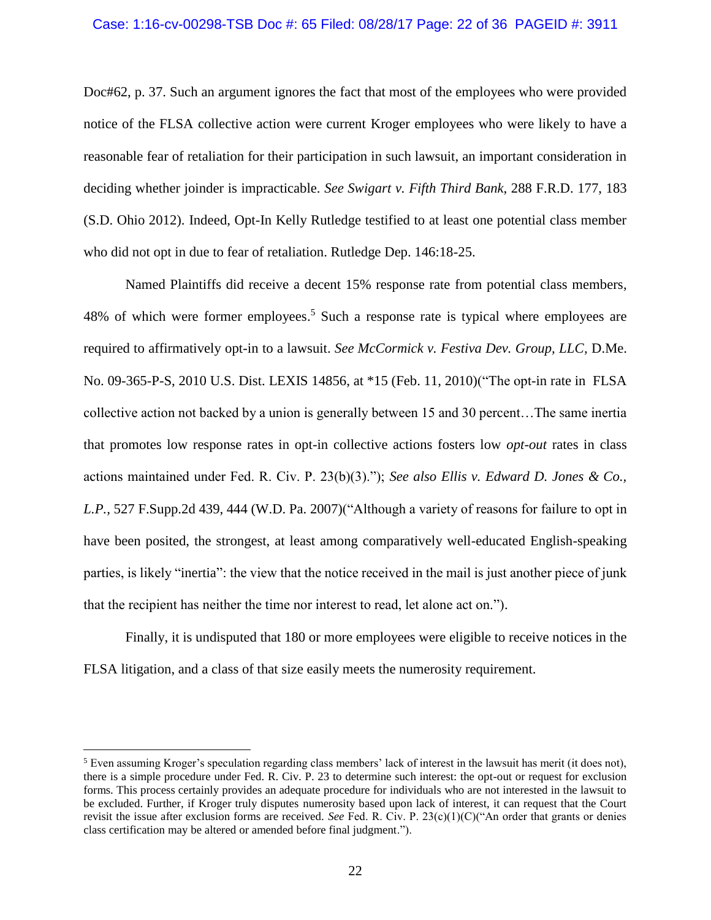Doc#62, p. 37. Such an argument ignores the fact that most of the employees who were provided notice of the FLSA collective action were current Kroger employees who were likely to have a reasonable fear of retaliation for their participation in such lawsuit, an important consideration in deciding whether joinder is impracticable. *See Swigart v. Fifth Third Bank*, 288 F.R.D. 177, 183 (S.D. Ohio 2012). Indeed, Opt-In Kelly Rutledge testified to at least one potential class member who did not opt in due to fear of retaliation. Rutledge Dep. 146:18-25.

Named Plaintiffs did receive a decent 15% response rate from potential class members, 48% of which were former employees.[5] Such a response rate is typical where employees are required to affirmatively opt-in to a lawsuit. *See McCormick v. Festiva Dev. Group, LLC,* D.Me. No. 09-365-P-S, 2010 U.S. Dist. LEXIS 14856, at *15 (Feb. 11, 2010)("The opt-in rate in FLSA collective action not backed by a union is generally between 15 and 30 percent…The same inertia that promotes low response rates in opt-in collective actions fosters low *opt-out* rates in class actions maintained under Fed. R. Civ. P. 23(b)(3)."); *See also Ellis v. Edward D. Jones & Co., L.P.,* 527 F.Supp.2d 439, 444 (W.D. Pa. 2007)("Although a variety of reasons for failure to opt in have been posited, the strongest, at least among comparatively well-educated English-speaking parties, is likely "inertia": the view that the notice received in the mail is just another piece of junk that the recipient has neither the time nor interest to read, let alone act on.").

Finally, it is undisputed that 180 or more employees were eligible to receive notices in the FLSA litigation, and a class of that size easily meets the numerosity requirement.

---

[5] Even assuming Kroger's speculation regarding class members' lack of interest in the lawsuit has merit (it does not), there is a simple procedure under Fed. R. Civ. P. 23 to determine such interest: the opt-out or request for exclusion forms. This process certainly provides an adequate procedure for individuals who are not interested in the lawsuit to be excluded. Further, if Kroger truly disputes numerosity based upon lack of interest, it can request that the Court revisit the issue after exclusion forms are received. *See* Fed. R. Civ. P. 23(c)(1)(C)("An order that grants or denies class certification may be altered or amended before final judgment.").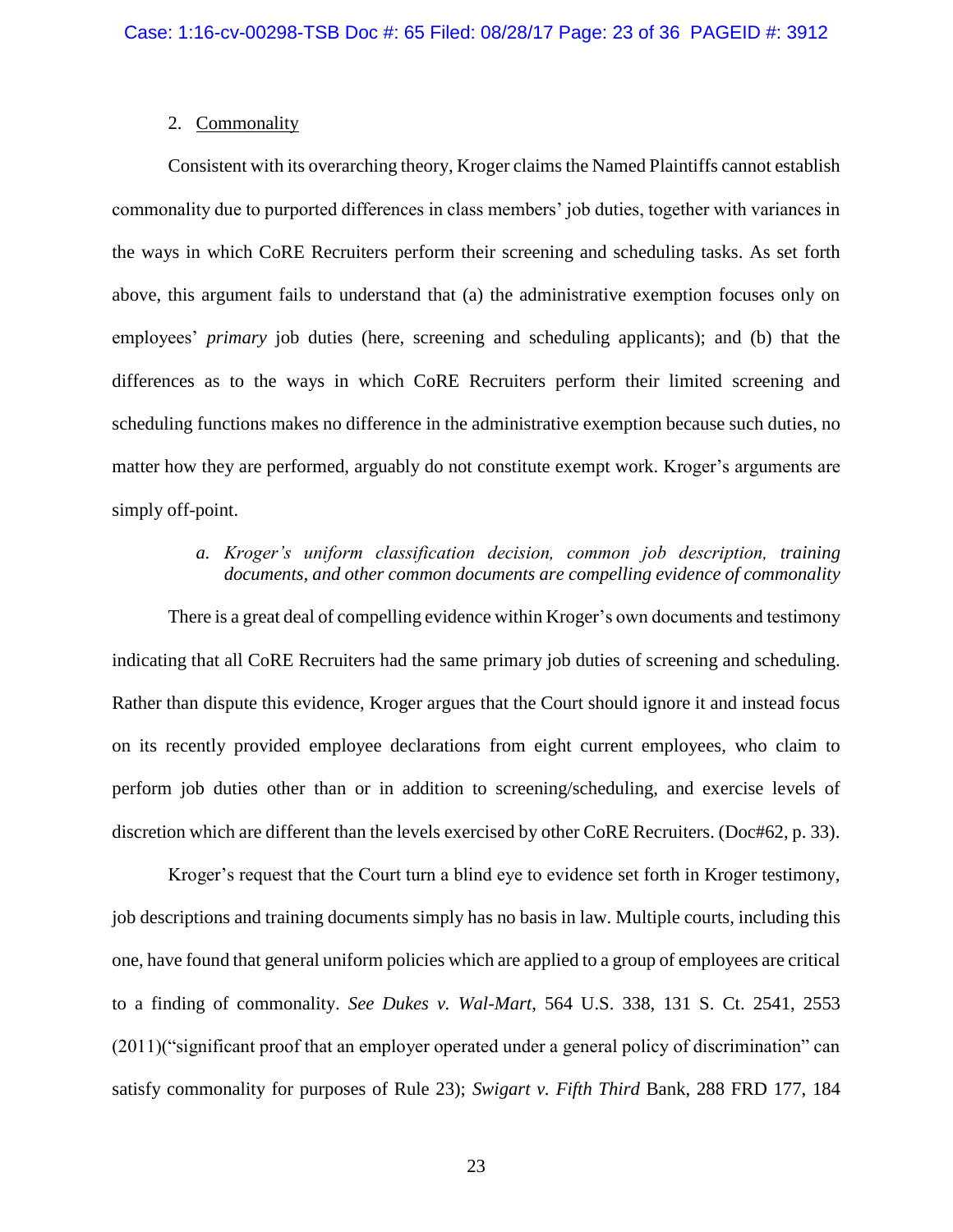2. Commonality

Consistent with its overarching theory, Kroger claims the Named Plaintiffs cannot establish commonality due to purported differences in class members' job duties, together with variances in the ways in which CoRE Recruiters perform their screening and scheduling tasks. As set forth above, this argument fails to understand that (a) the administrative exemption focuses only on employees' *primary* job duties (here, screening and scheduling applicants); and (b) that the differences as to the ways in which CoRE Recruiters perform their limited screening and scheduling functions makes no difference in the administrative exemption because such duties, no matter how they are performed, arguably do not constitute exempt work. Kroger's arguments are simply off-point.

*a. Kroger's uniform classification decision, common job description, training documents, and other common documents are compelling evidence of commonality*

There is a great deal of compelling evidence within Kroger's own documents and testimony indicating that all CoRE Recruiters had the same primary job duties of screening and scheduling. Rather than dispute this evidence, Kroger argues that the Court should ignore it and instead focus on its recently provided employee declarations from eight current employees, who claim to perform job duties other than or in addition to screening/scheduling, and exercise levels of discretion which are different than the levels exercised by other CoRE Recruiters. (Doc#62, p. 33).

Kroger's request that the Court turn a blind eye to evidence set forth in Kroger testimony, job descriptions and training documents simply has no basis in law. Multiple courts, including this one, have found that general uniform policies which are applied to a group of employees are critical to a finding of commonality. *See Dukes v. Wal-Mart*, 564 U.S. 338, 131 S. Ct. 2541, 2553 (2011)("significant proof that an employer operated under a general policy of discrimination" can satisfy commonality for purposes of Rule 23); *Swigart v. Fifth Third* Bank, 288 FRD 177, 184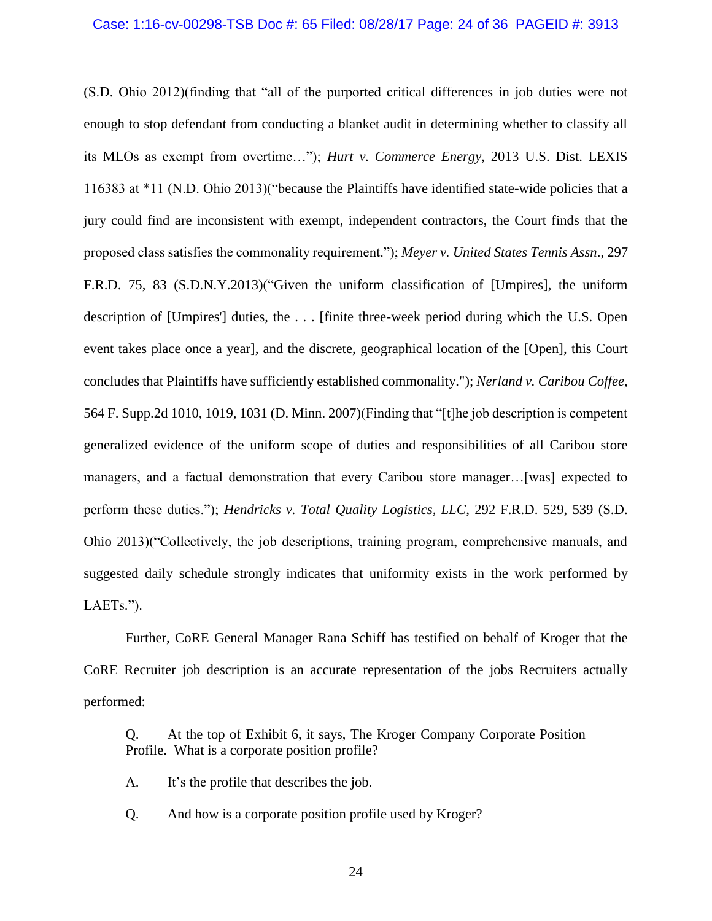(S.D. Ohio 2012)(finding that "all of the purported critical differences in job duties were not enough to stop defendant from conducting a blanket audit in determining whether to classify all its MLOs as exempt from overtime…"); *Hurt v. Commerce Energy*, 2013 U.S. Dist. LEXIS 116383 at *11 (N.D. Ohio 2013)("because the Plaintiffs have identified state-wide policies that a jury could find are inconsistent with exempt, independent contractors, the Court finds that the proposed class satisfies the commonality requirement."); *Meyer v. United States Tennis Assn*., 297 F.R.D. 75, 83 (S.D.N.Y.2013)("Given the uniform classification of [Umpires], the uniform description of [Umpires'] duties, the . . . [finite three-week period during which the U.S. Open event takes place once a year], and the discrete, geographical location of the [Open], this Court concludes that Plaintiffs have sufficiently established commonality."); *Nerland v. Caribou Coffee*, 564 F. Supp.2d 1010, 1019, 1031 (D. Minn. 2007)(Finding that "[t]he job description is competent generalized evidence of the uniform scope of duties and responsibilities of all Caribou store managers, and a factual demonstration that every Caribou store manager…[was] expected to perform these duties."); *Hendricks v. Total Quality Logistics, LLC*, 292 F.R.D. 529, 539 (S.D. Ohio 2013)("Collectively, the job descriptions, training program, comprehensive manuals, and suggested daily schedule strongly indicates that uniformity exists in the work performed by LAETs.").

Further, CoRE General Manager Rana Schiff has testified on behalf of Kroger that the CoRE Recruiter job description is an accurate representation of the jobs Recruiters actually performed:

> Q. At the top of Exhibit 6, it says, The Kroger Company Corporate Position Profile. What is a corporate position profile?
>
> A. It's the profile that describes the job.
>
> Q. And how is a corporate position profile used by Kroger?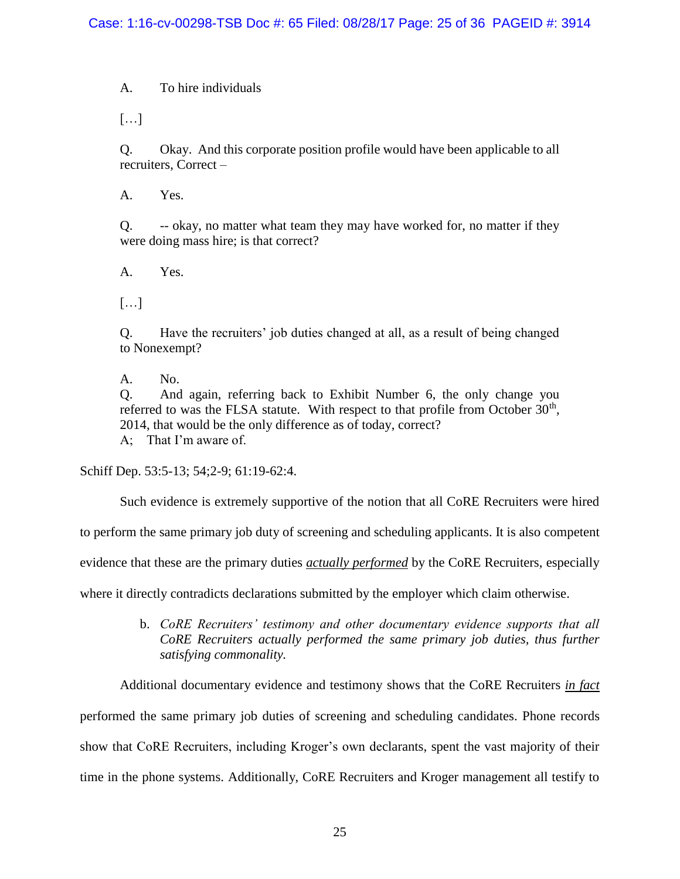A. To hire individuals

[…]

Q. Okay. And this corporate position profile would have been applicable to all recruiters, Correct –

A. Yes.

Q. -- okay, no matter what team they may have worked for, no matter if they were doing mass hire; is that correct?

A. Yes.

[…]

Q. Have the recruiters' job duties changed at all, as a result of being changed to Nonexempt?

A. No.

Q. And again, referring back to Exhibit Number 6, the only change you referred to was the FLSA statute. With respect to that profile from October 30th, 2014, that would be the only difference as of today, correct?

A; That I'm aware of.

Schiff Dep. 53:5-13; 54;2-9; 61:19-62:4.

Such evidence is extremely supportive of the notion that all CoRE Recruiters were hired to perform the same primary job duty of screening and scheduling applicants. It is also competent evidence that these are the primary duties ***actually performed*** by the CoRE Recruiters, especially where it directly contradicts declarations submitted by the employer which claim otherwise.

b. *CoRE Recruiters' testimony and other documentary evidence supports that all CoRE Recruiters actually performed the same primary job duties, thus further satisfying commonality.*

Additional documentary evidence and testimony shows that the CoRE Recruiters ***in fact*** performed the same primary job duties of screening and scheduling candidates. Phone records show that CoRE Recruiters, including Kroger's own declarants, spent the vast majority of their time in the phone systems. Additionally, CoRE Recruiters and Kroger management all testify to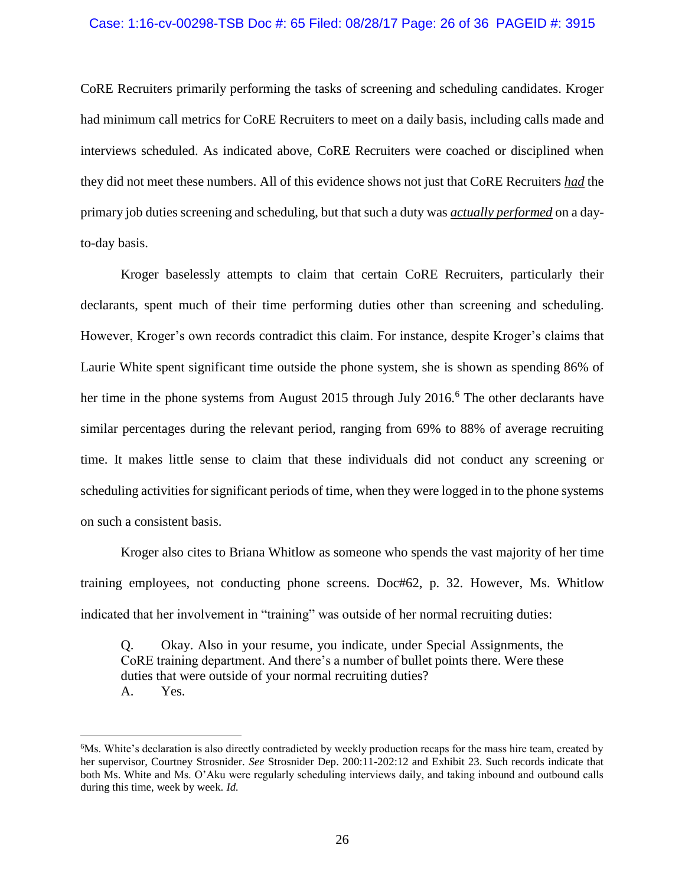CoRE Recruiters primarily performing the tasks of screening and scheduling candidates. Kroger had minimum call metrics for CoRE Recruiters to meet on a daily basis, including calls made and interviews scheduled. As indicated above, CoRE Recruiters were coached or disciplined when they did not meet these numbers. All of this evidence shows not just that CoRE Recruiters ***had*** the primary job duties screening and scheduling, but that such a duty was ***actually performed*** on a day-to-day basis.

Kroger baselessly attempts to claim that certain CoRE Recruiters, particularly their declarants, spent much of their time performing duties other than screening and scheduling. However, Kroger's own records contradict this claim. For instance, despite Kroger's claims that Laurie White spent significant time outside the phone system, she is shown as spending 86% of her time in the phone systems from August 2015 through July 2016.[6] The other declarants have similar percentages during the relevant period, ranging from 69% to 88% of average recruiting time. It makes little sense to claim that these individuals did not conduct any screening or scheduling activities for significant periods of time, when they were logged in to the phone systems on such a consistent basis.

Kroger also cites to Briana Whitlow as someone who spends the vast majority of her time training employees, not conducting phone screens. Doc#62, p. 32. However, Ms. Whitlow indicated that her involvement in "training" was outside of her normal recruiting duties:

> Q. Okay. Also in your resume, you indicate, under Special Assignments, the CoRE training department. And there's a number of bullet points there. Were these duties that were outside of your normal recruiting duties?
> A. Yes.

---

[6] Ms. White's declaration is also directly contradicted by weekly production recaps for the mass hire team, created by her supervisor, Courtney Strosnider. *See* Strosnider Dep. 200:11-202:12 and Exhibit 23. Such records indicate that both Ms. White and Ms. O'Aku were regularly scheduling interviews daily, and taking inbound and outbound calls during this time, week by week. *Id.*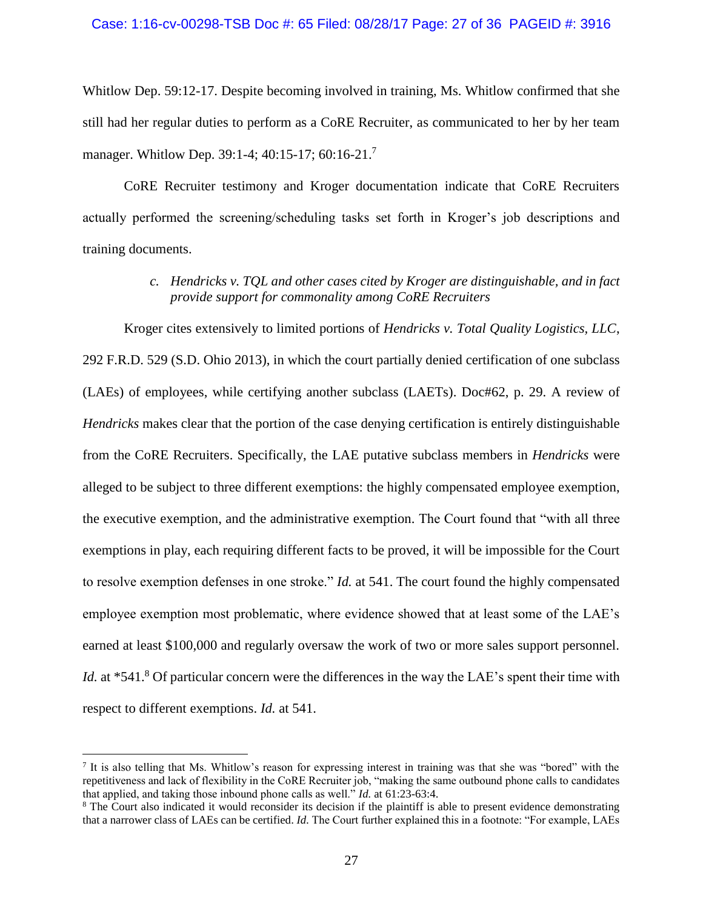Whitlow Dep. 59:12-17. Despite becoming involved in training, Ms. Whitlow confirmed that she still had her regular duties to perform as a CoRE Recruiter, as communicated to her by her team manager. Whitlow Dep. 39:1-4; 40:15-17; 60:16-21.[7]

CoRE Recruiter testimony and Kroger documentation indicate that CoRE Recruiters actually performed the screening/scheduling tasks set forth in Kroger's job descriptions and training documents.

*c. Hendricks v. TQL and other cases cited by Kroger are distinguishable, and in fact provide support for commonality among CoRE Recruiters*

Kroger cites extensively to limited portions of *Hendricks v. Total Quality Logistics, LLC*, 292 F.R.D. 529 (S.D. Ohio 2013), in which the court partially denied certification of one subclass (LAEs) of employees, while certifying another subclass (LAETs). Doc#62, p. 29. A review of *Hendricks* makes clear that the portion of the case denying certification is entirely distinguishable from the CoRE Recruiters. Specifically, the LAE putative subclass members in *Hendricks* were alleged to be subject to three different exemptions: the highly compensated employee exemption, the executive exemption, and the administrative exemption. The Court found that "with all three exemptions in play, each requiring different facts to be proved, it will be impossible for the Court to resolve exemption defenses in one stroke." *Id.* at 541. The court found the highly compensated employee exemption most problematic, where evidence showed that at least some of the LAE's earned at least $100,000 and regularly oversaw the work of two or more sales support personnel. *Id.* at *541.[8] Of particular concern were the differences in the way the LAE's spent their time with respect to different exemptions. *Id.* at 541.

[7] It is also telling that Ms. Whitlow's reason for expressing interest in training was that she was "bored" with the repetitiveness and lack of flexibility in the CoRE Recruiter job, "making the same outbound phone calls to candidates that applied, and taking those inbound phone calls as well." *Id.* at 61:23-63:4.

[8] The Court also indicated it would reconsider its decision if the plaintiff is able to present evidence demonstrating that a narrower class of LAEs can be certified. *Id.* The Court further explained this in a footnote: "For example, LAEs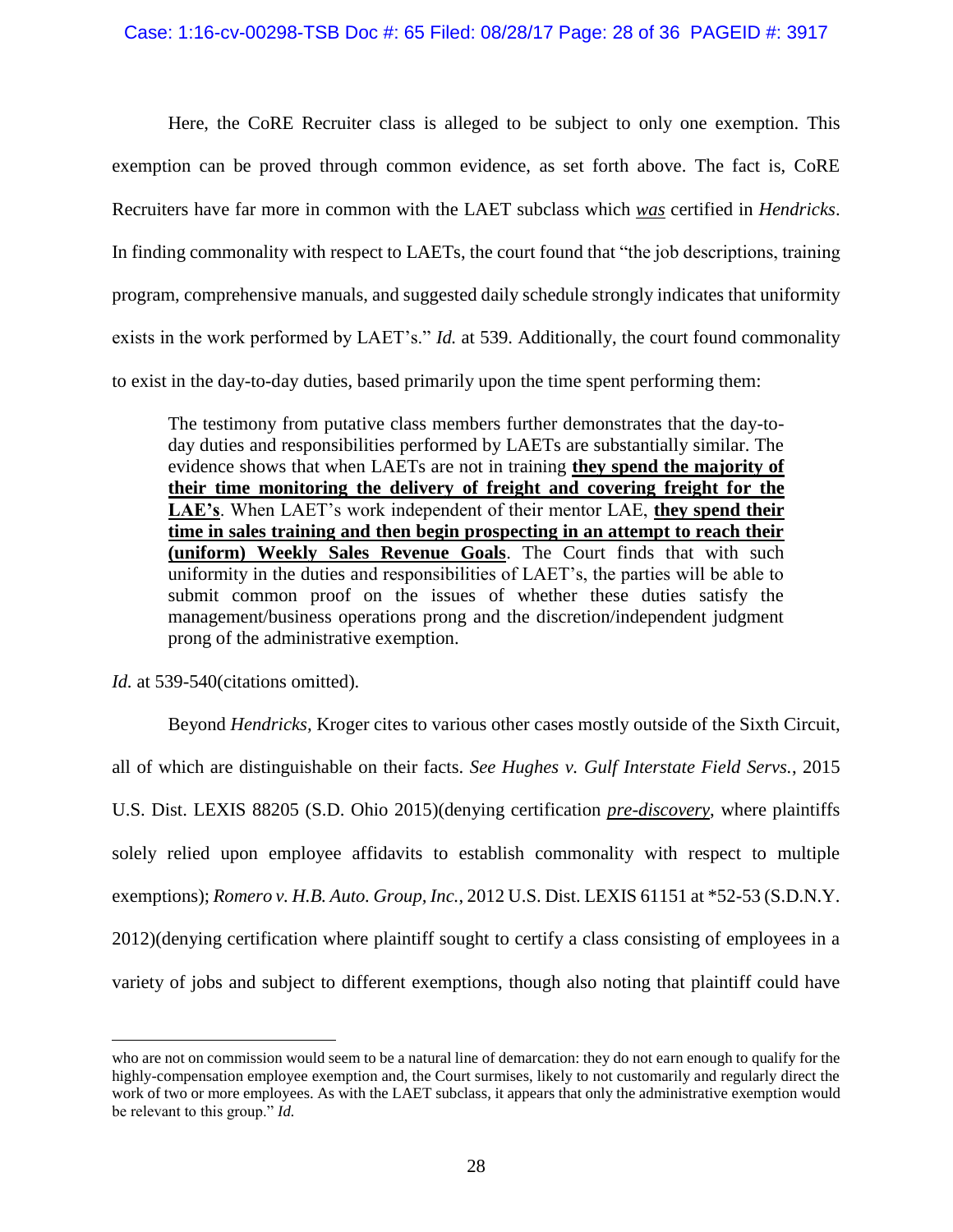Here, the CoRE Recruiter class is alleged to be subject to only one exemption. This exemption can be proved through common evidence, as set forth above. The fact is, CoRE Recruiters have far more in common with the LAET subclass which ***was*** certified in *Hendricks*. In finding commonality with respect to LAETs, the court found that "the job descriptions, training program, comprehensive manuals, and suggested daily schedule strongly indicates that uniformity exists in the work performed by LAET's." *Id.* at 539. Additionally, the court found commonality to exist in the day-to-day duties, based primarily upon the time spent performing them:

> The testimony from putative class members further demonstrates that the day-to-day duties and responsibilities performed by LAETs are substantially similar. The evidence shows that when LAETs are not in training **they spend the majority of their time monitoring the delivery of freight and covering freight for the LAE's**. When LAET's work independent of their mentor LAE, **they spend their time in sales training and then begin prospecting in an attempt to reach their (uniform) Weekly Sales Revenue Goals**. The Court finds that with such uniformity in the duties and responsibilities of LAET's, the parties will be able to submit common proof on the issues of whether these duties satisfy the management/business operations prong and the discretion/independent judgment prong of the administrative exemption.

*Id.* at 539-540(citations omitted).

Beyond *Hendricks*, Kroger cites to various other cases mostly outside of the Sixth Circuit, all of which are distinguishable on their facts. *See Hughes v. Gulf Interstate Field Servs.*, 2015 U.S. Dist. LEXIS 88205 (S.D. Ohio 2015)(denying certification ***pre-discovery***, where plaintiffs solely relied upon employee affidavits to establish commonality with respect to multiple exemptions); *Romero v. H.B. Auto. Group, Inc.*, 2012 U.S. Dist. LEXIS 61151 at *52-53 (S.D.N.Y. 2012)(denying certification where plaintiff sought to certify a class consisting of employees in a variety of jobs and subject to different exemptions, though also noting that plaintiff could have

---

who are not on commission would seem to be a natural line of demarcation: they do not earn enough to qualify for the highly-compensation employee exemption and, the Court surmises, likely to not customarily and regularly direct the work of two or more employees. As with the LAET subclass, it appears that only the administrative exemption would be relevant to this group." *Id.*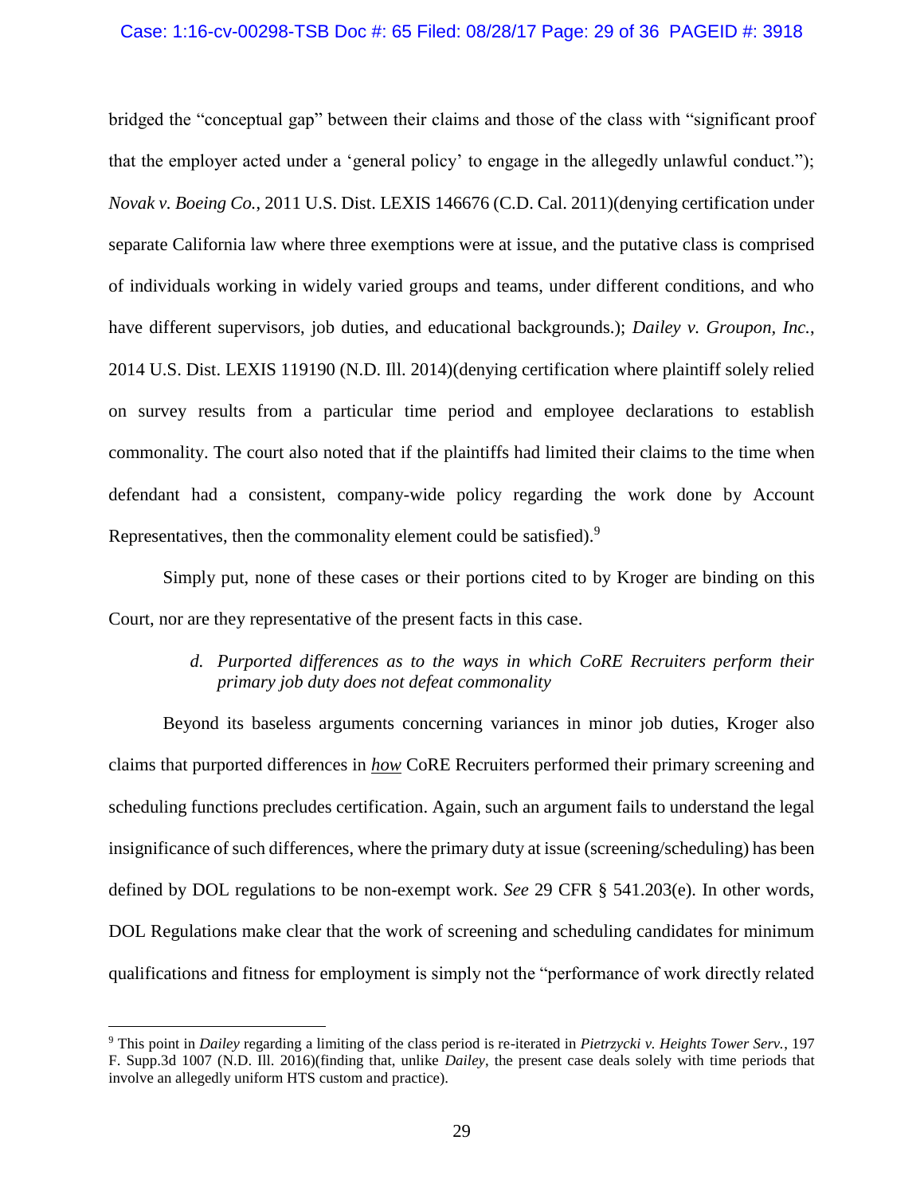bridged the "conceptual gap" between their claims and those of the class with "significant proof that the employer acted under a 'general policy' to engage in the allegedly unlawful conduct."); *Novak v. Boeing Co.*, 2011 U.S. Dist. LEXIS 146676 (C.D. Cal. 2011)(denying certification under separate California law where three exemptions were at issue, and the putative class is comprised of individuals working in widely varied groups and teams, under different conditions, and who have different supervisors, job duties, and educational backgrounds.); *Dailey v. Groupon, Inc.*, 2014 U.S. Dist. LEXIS 119190 (N.D. Ill. 2014)(denying certification where plaintiff solely relied on survey results from a particular time period and employee declarations to establish commonality. The court also noted that if the plaintiffs had limited their claims to the time when defendant had a consistent, company-wide policy regarding the work done by Account Representatives, then the commonality element could be satisfied).[9]

Simply put, none of these cases or their portions cited to by Kroger are binding on this Court, nor are they representative of the present facts in this case.

*d. Purported differences as to the ways in which CoRE Recruiters perform their primary job duty does not defeat commonality*

Beyond its baseless arguments concerning variances in minor job duties, Kroger also claims that purported differences in ***how*** CoRE Recruiters performed their primary screening and scheduling functions precludes certification. Again, such an argument fails to understand the legal insignificance of such differences, where the primary duty at issue (screening/scheduling) has been defined by DOL regulations to be non-exempt work. *See* 29 CFR § 541.203(e). In other words, DOL Regulations make clear that the work of screening and scheduling candidates for minimum qualifications and fitness for employment is simply not the "performance of work directly related

[9] This point in *Dailey* regarding a limiting of the class period is re-iterated in *Pietrzycki v. Heights Tower Serv.*, 197 F. Supp.3d 1007 (N.D. Ill. 2016)(finding that, unlike *Dailey*, the present case deals solely with time periods that involve an allegedly uniform HTS custom and practice).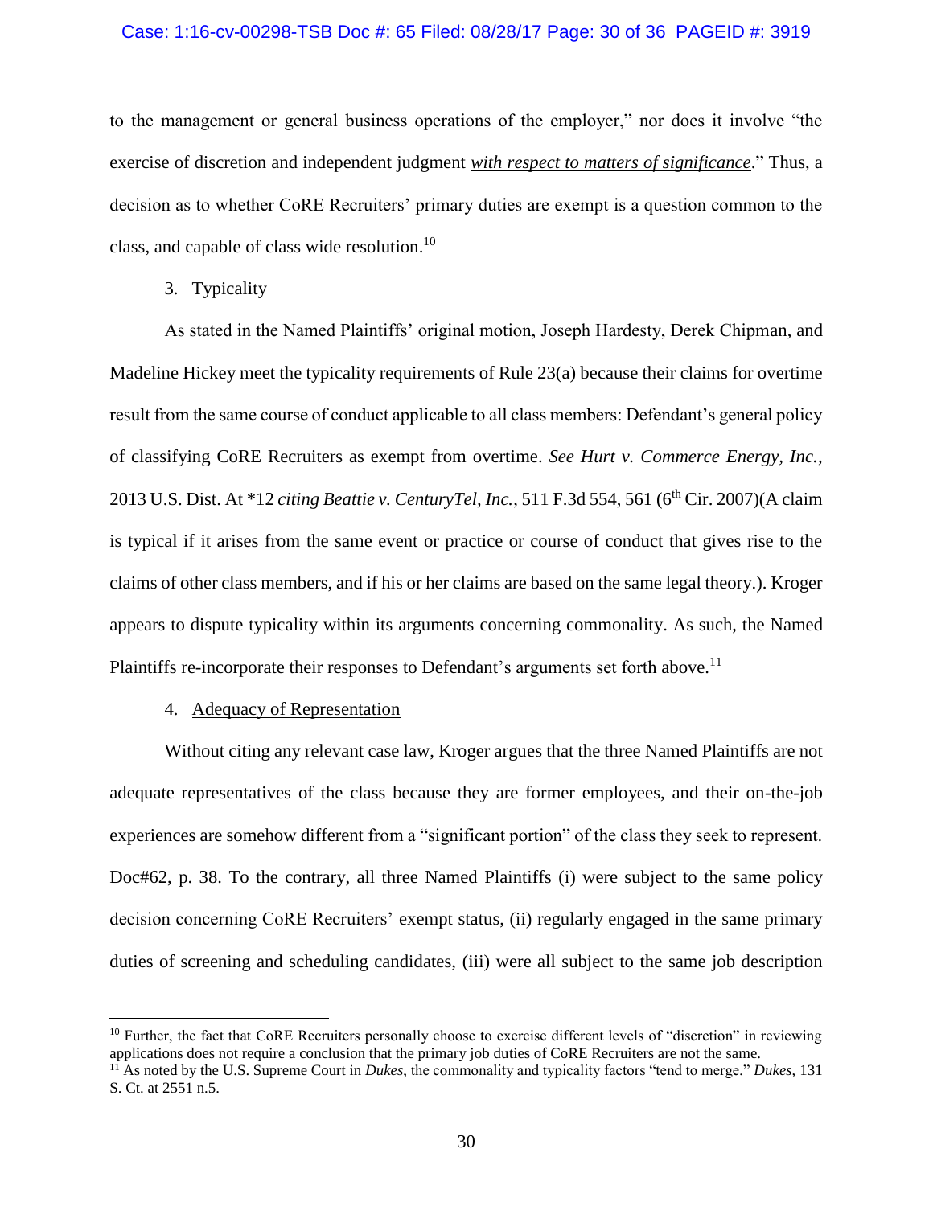to the management or general business operations of the employer," nor does it involve "the exercise of discretion and independent judgment ***with respect to matters of significance***." Thus, a decision as to whether CoRE Recruiters' primary duties are exempt is a question common to the class, and capable of class wide resolution.[10]

3. Typicality

As stated in the Named Plaintiffs' original motion, Joseph Hardesty, Derek Chipman, and Madeline Hickey meet the typicality requirements of Rule 23(a) because their claims for overtime result from the same course of conduct applicable to all class members: Defendant's general policy of classifying CoRE Recruiters as exempt from overtime. *See Hurt v. Commerce Energy, Inc.*, 2013 U.S. Dist. At *12 *citing Beattie v. CenturyTel, Inc.*, 511 F.3d 554, 561 (6th Cir. 2007)(A claim is typical if it arises from the same event or practice or course of conduct that gives rise to the claims of other class members, and if his or her claims are based on the same legal theory.). Kroger appears to dispute typicality within its arguments concerning commonality. As such, the Named Plaintiffs re-incorporate their responses to Defendant's arguments set forth above.[11]

4. Adequacy of Representation

Without citing any relevant case law, Kroger argues that the three Named Plaintiffs are not adequate representatives of the class because they are former employees, and their on-the-job experiences are somehow different from a "significant portion" of the class they seek to represent. Doc#62, p. 38. To the contrary, all three Named Plaintiffs (i) were subject to the same policy decision concerning CoRE Recruiters' exempt status, (ii) regularly engaged in the same primary duties of screening and scheduling candidates, (iii) were all subject to the same job description

---

[10] Further, the fact that CoRE Recruiters personally choose to exercise different levels of "discretion" in reviewing applications does not require a conclusion that the primary job duties of CoRE Recruiters are not the same.

[11] As noted by the U.S. Supreme Court in *Dukes*, the commonality and typicality factors "tend to merge." *Dukes*, 131 S. Ct. at 2551 n.5.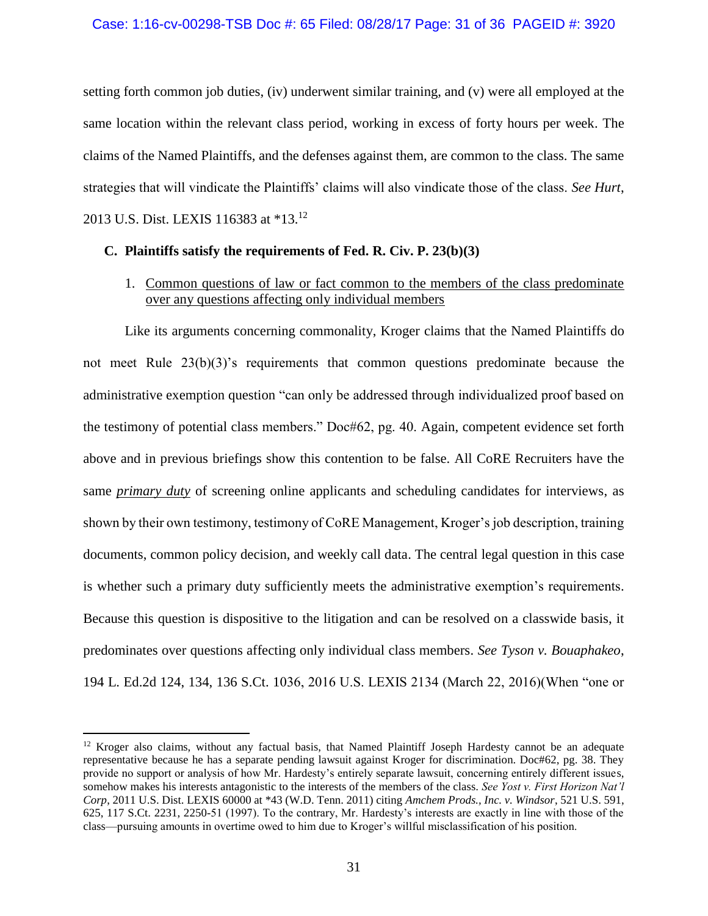setting forth common job duties, (iv) underwent similar training, and (v) were all employed at the same location within the relevant class period, working in excess of forty hours per week. The claims of the Named Plaintiffs, and the defenses against them, are common to the class. The same strategies that will vindicate the Plaintiffs' claims will also vindicate those of the class. *See Hurt*, 2013 U.S. Dist. LEXIS 116383 at *13.[12]

**C. Plaintiffs satisfy the requirements of Fed. R. Civ. P. 23(b)(3)**

1. <u>Common questions of law or fact common to the members of the class predominate over any questions affecting only individual members</u>

Like its arguments concerning commonality, Kroger claims that the Named Plaintiffs do not meet Rule 23(b)(3)'s requirements that common questions predominate because the administrative exemption question "can only be addressed through individualized proof based on the testimony of potential class members." Doc#62, pg. 40. Again, competent evidence set forth above and in previous briefings show this contention to be false. All CoRE Recruiters have the same ***<u>primary duty</u>*** of screening online applicants and scheduling candidates for interviews, as shown by their own testimony, testimony of CoRE Management, Kroger's job description, training documents, common policy decision, and weekly call data. The central legal question in this case is whether such a primary duty sufficiently meets the administrative exemption's requirements. Because this question is dispositive to the litigation and can be resolved on a classwide basis, it predominates over questions affecting only individual class members. *See Tyson v. Bouaphakeo*, 194 L. Ed.2d 124, 134, 136 S.Ct. 1036, 2016 U.S. LEXIS 2134 (March 22, 2016)(When "one or

[12] Kroger also claims, without any factual basis, that Named Plaintiff Joseph Hardesty cannot be an adequate representative because he has a separate pending lawsuit against Kroger for discrimination. Doc#62, pg. 38. They provide no support or analysis of how Mr. Hardesty's entirely separate lawsuit, concerning entirely different issues, somehow makes his interests antagonistic to the interests of the members of the class. *See Yost v. First Horizon Nat'l Corp*, 2011 U.S. Dist. LEXIS 60000 at *43 (W.D. Tenn. 2011) citing *Amchem Prods., Inc. v. Windsor*, 521 U.S. 591, 625, 117 S.Ct. 2231, 2250-51 (1997). To the contrary, Mr. Hardesty's interests are exactly in line with those of the class—pursuing amounts in overtime owed to him due to Kroger's willful misclassification of his position.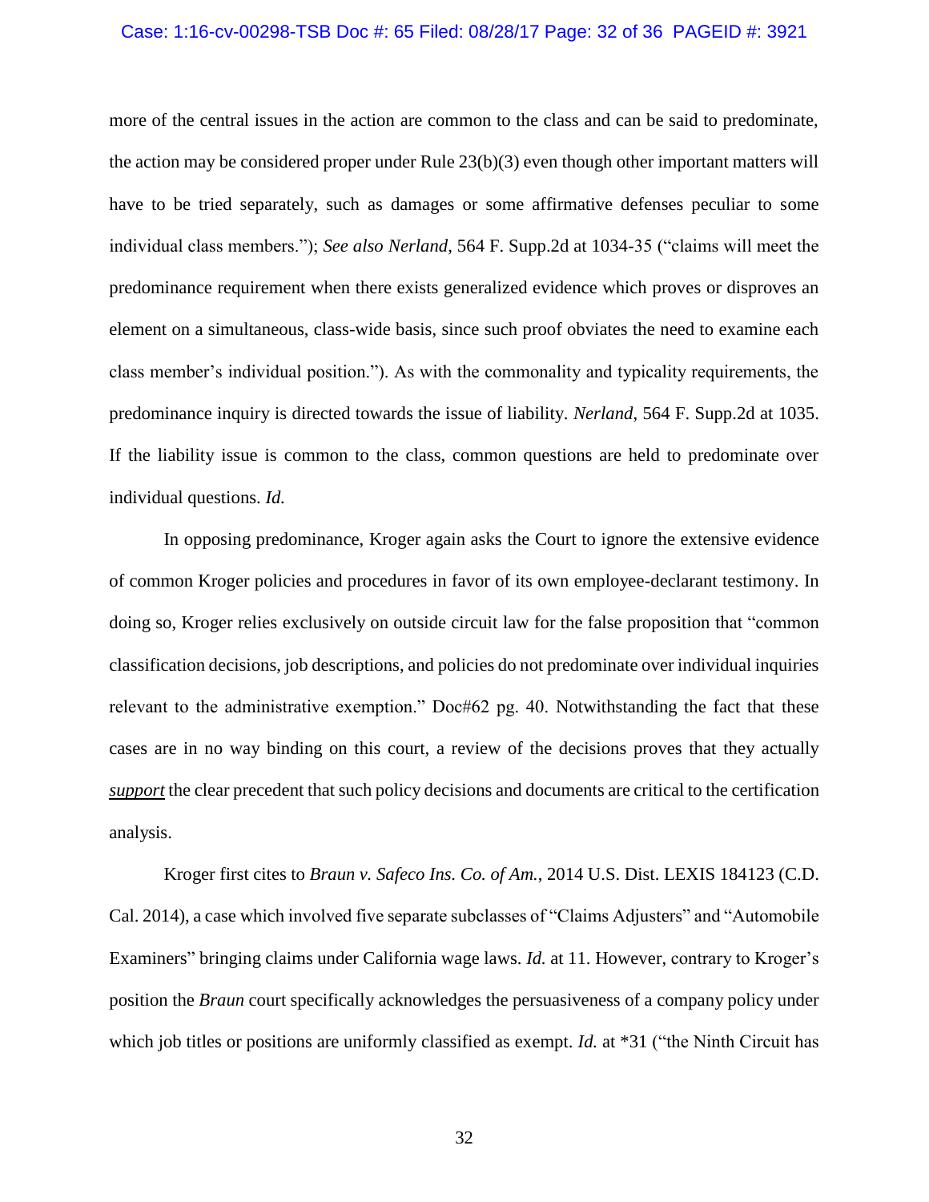more of the central issues in the action are common to the class and can be said to predominate, the action may be considered proper under Rule 23(b)(3) even though other important matters will have to be tried separately, such as damages or some affirmative defenses peculiar to some individual class members."); *See also Nerland*, 564 F. Supp.2d at 1034-35 ("claims will meet the predominance requirement when there exists generalized evidence which proves or disproves an element on a simultaneous, class-wide basis, since such proof obviates the need to examine each class member's individual position."). As with the commonality and typicality requirements, the predominance inquiry is directed towards the issue of liability. *Nerland*, 564 F. Supp.2d at 1035. If the liability issue is common to the class, common questions are held to predominate over individual questions. *Id.*

In opposing predominance, Kroger again asks the Court to ignore the extensive evidence of common Kroger policies and procedures in favor of its own employee-declarant testimony. In doing so, Kroger relies exclusively on outside circuit law for the false proposition that "common classification decisions, job descriptions, and policies do not predominate over individual inquiries relevant to the administrative exemption." Doc#62 pg. 40. Notwithstanding the fact that these cases are in no way binding on this court, a review of the decisions proves that they actually ***support*** the clear precedent that such policy decisions and documents are critical to the certification analysis.

Kroger first cites to *Braun v. Safeco Ins. Co. of Am.*, 2014 U.S. Dist. LEXIS 184123 (C.D. Cal. 2014), a case which involved five separate subclasses of "Claims Adjusters" and "Automobile Examiners" bringing claims under California wage laws. *Id.* at 11. However, contrary to Kroger's position the *Braun* court specifically acknowledges the persuasiveness of a company policy under which job titles or positions are uniformly classified as exempt. *Id.* at *31 ("the Ninth Circuit has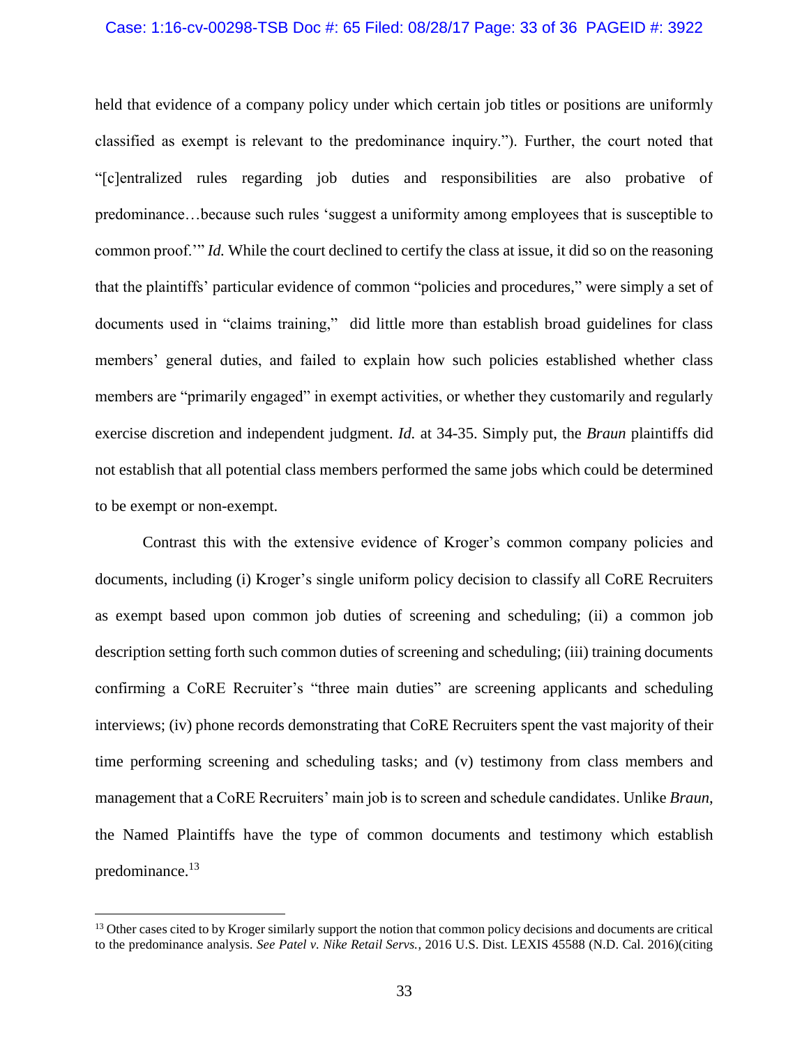held that evidence of a company policy under which certain job titles or positions are uniformly classified as exempt is relevant to the predominance inquiry."). Further, the court noted that "[c]entralized rules regarding job duties and responsibilities are also probative of predominance…because such rules 'suggest a uniformity among employees that is susceptible to common proof.'" *Id.* While the court declined to certify the class at issue, it did so on the reasoning that the plaintiffs' particular evidence of common "policies and procedures," were simply a set of documents used in "claims training," did little more than establish broad guidelines for class members' general duties, and failed to explain how such policies established whether class members are "primarily engaged" in exempt activities, or whether they customarily and regularly exercise discretion and independent judgment. *Id.* at 34-35. Simply put, the *Braun* plaintiffs did not establish that all potential class members performed the same jobs which could be determined to be exempt or non-exempt.

Contrast this with the extensive evidence of Kroger's common company policies and documents, including (i) Kroger's single uniform policy decision to classify all CoRE Recruiters as exempt based upon common job duties of screening and scheduling; (ii) a common job description setting forth such common duties of screening and scheduling; (iii) training documents confirming a CoRE Recruiter's "three main duties" are screening applicants and scheduling interviews; (iv) phone records demonstrating that CoRE Recruiters spent the vast majority of their time performing screening and scheduling tasks; and (v) testimony from class members and management that a CoRE Recruiters' main job is to screen and schedule candidates. Unlike *Braun*, the Named Plaintiffs have the type of common documents and testimony which establish predominance.[13]

---

[13] Other cases cited to by Kroger similarly support the notion that common policy decisions and documents are critical to the predominance analysis. *See Patel v. Nike Retail Servs.*, 2016 U.S. Dist. LEXIS 45588 (N.D. Cal. 2016)(citing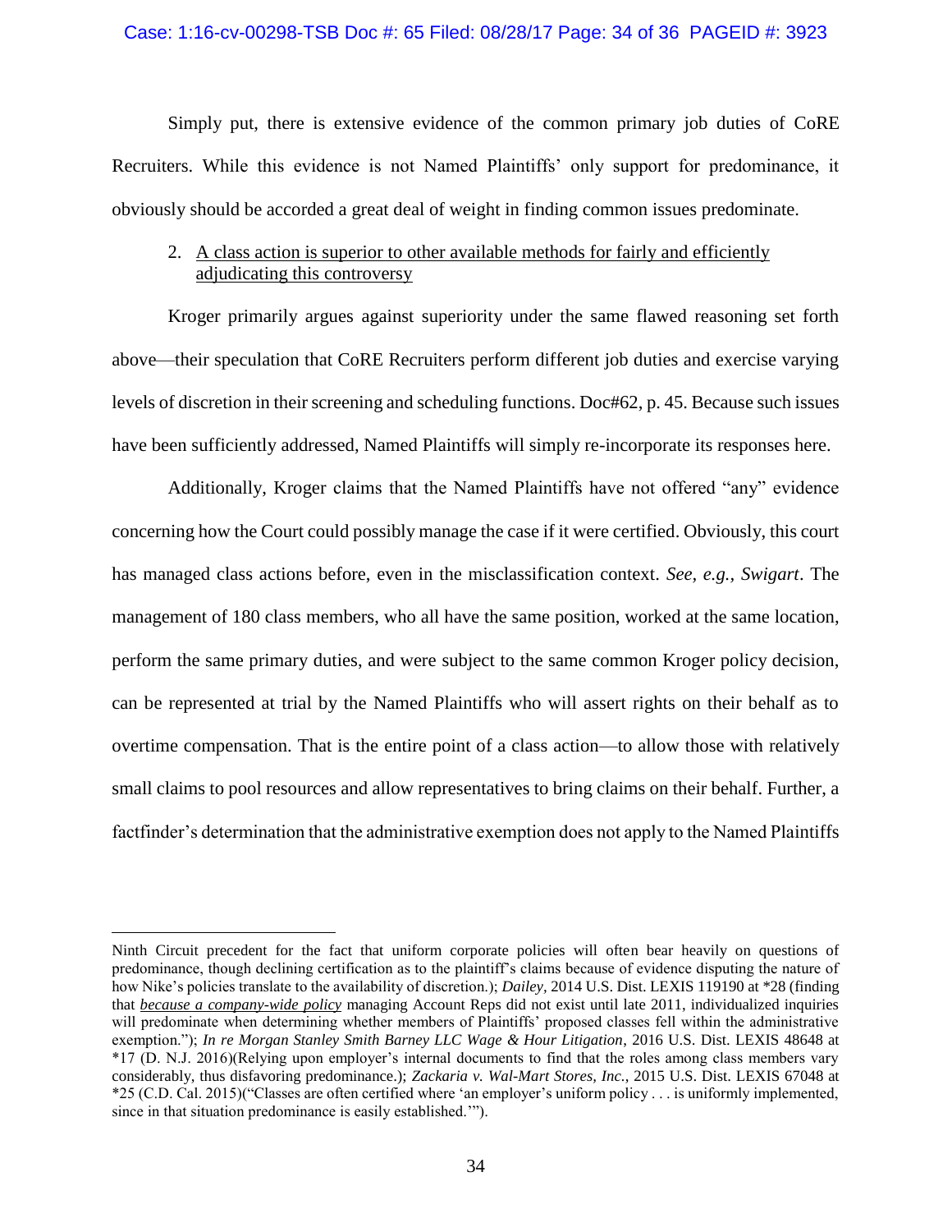Simply put, there is extensive evidence of the common primary job duties of CoRE Recruiters. While this evidence is not Named Plaintiffs' only support for predominance, it obviously should be accorded a great deal of weight in finding common issues predominate.

2. <u>A class action is superior to other available methods for fairly and efficiently adjudicating this controversy</u>

Kroger primarily argues against superiority under the same flawed reasoning set forth above—their speculation that CoRE Recruiters perform different job duties and exercise varying levels of discretion in their screening and scheduling functions. Doc#62, p. 45. Because such issues have been sufficiently addressed, Named Plaintiffs will simply re-incorporate its responses here.

Additionally, Kroger claims that the Named Plaintiffs have not offered "any" evidence concerning how the Court could possibly manage the case if it were certified. Obviously, this court has managed class actions before, even in the misclassification context. *See, e.g., Swigart*. The management of 180 class members, who all have the same position, worked at the same location, perform the same primary duties, and were subject to the same common Kroger policy decision, can be represented at trial by the Named Plaintiffs who will assert rights on their behalf as to overtime compensation. That is the entire point of a class action—to allow those with relatively small claims to pool resources and allow representatives to bring claims on their behalf. Further, a factfinder's determination that the administrative exemption does not apply to the Named Plaintiffs

---

Ninth Circuit precedent for the fact that uniform corporate policies will often bear heavily on questions of predominance, though declining certification as to the plaintiff's claims because of evidence disputing the nature of how Nike's policies translate to the availability of discretion.); *Dailey*, 2014 U.S. Dist. LEXIS 119190 at *28 (finding that ***<u>because a company-wide policy</u>*** managing Account Reps did not exist until late 2011, individualized inquiries will predominate when determining whether members of Plaintiffs' proposed classes fell within the administrative exemption."); *In re Morgan Stanley Smith Barney LLC Wage & Hour Litigation*, 2016 U.S. Dist. LEXIS 48648 at *17 (D. N.J. 2016)(Relying upon employer's internal documents to find that the roles among class members vary considerably, thus disfavoring predominance.); *Zackaria v. Wal-Mart Stores, Inc.*, 2015 U.S. Dist. LEXIS 67048 at *25 (C.D. Cal. 2015)("Classes are often certified where 'an employer's uniform policy . . . is uniformly implemented, since in that situation predominance is easily established.'").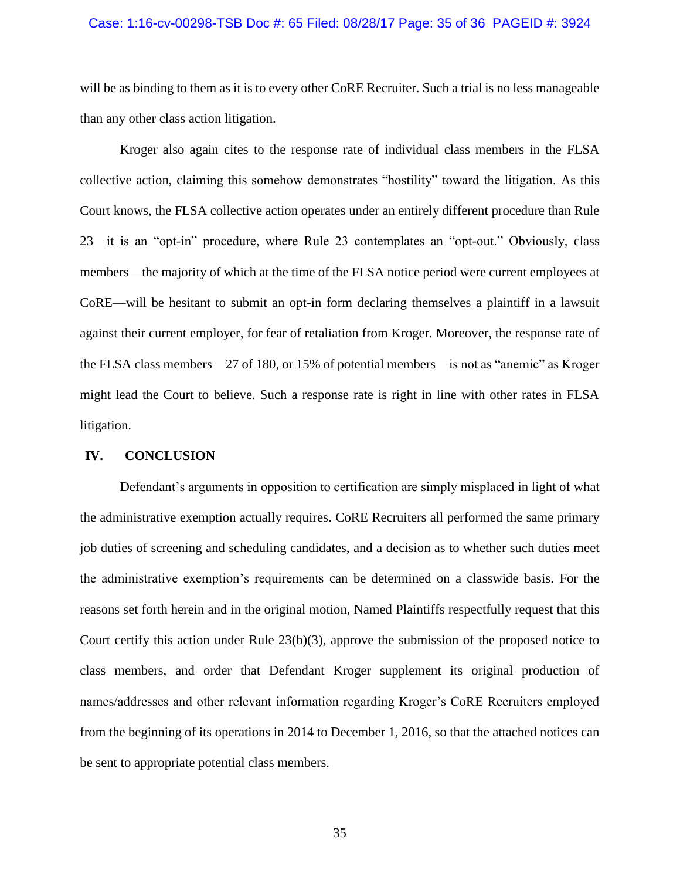will be as binding to them as it is to every other CoRE Recruiter. Such a trial is no less manageable than any other class action litigation.

Kroger also again cites to the response rate of individual class members in the FLSA collective action, claiming this somehow demonstrates "hostility" toward the litigation. As this Court knows, the FLSA collective action operates under an entirely different procedure than Rule 23—it is an "opt-in" procedure, where Rule 23 contemplates an "opt-out." Obviously, class members—the majority of which at the time of the FLSA notice period were current employees at CoRE—will be hesitant to submit an opt-in form declaring themselves a plaintiff in a lawsuit against their current employer, for fear of retaliation from Kroger. Moreover, the response rate of the FLSA class members—27 of 180, or 15% of potential members—is not as "anemic" as Kroger might lead the Court to believe. Such a response rate is right in line with other rates in FLSA litigation.

## IV. CONCLUSION

Defendant's arguments in opposition to certification are simply misplaced in light of what the administrative exemption actually requires. CoRE Recruiters all performed the same primary job duties of screening and scheduling candidates, and a decision as to whether such duties meet the administrative exemption's requirements can be determined on a classwide basis. For the reasons set forth herein and in the original motion, Named Plaintiffs respectfully request that this Court certify this action under Rule 23(b)(3), approve the submission of the proposed notice to class members, and order that Defendant Kroger supplement its original production of names/addresses and other relevant information regarding Kroger's CoRE Recruiters employed from the beginning of its operations in 2014 to December 1, 2016, so that the attached notices can be sent to appropriate potential class members.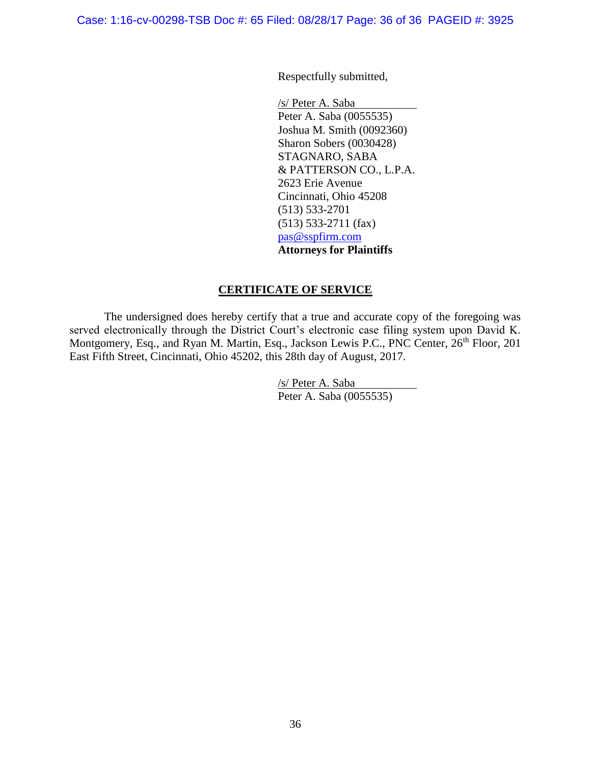Respectfully submitted,

/s/ Peter A. Saba
Peter A. Saba (0055535)
Joshua M. Smith (0092360)
Sharon Sobers (0030428)
STAGNARO, SABA
& PATTERSON CO., L.P.A.
2623 Erie Avenue
Cincinnati, Ohio 45208
(513) 533-2701
(513) 533-2711 (fax)
pas@sspfirm.com
**Attorneys for Plaintiffs**

## CERTIFICATE OF SERVICE

The undersigned does hereby certify that a true and accurate copy of the foregoing was served electronically through the District Court's electronic case filing system upon David K. Montgomery, Esq., and Ryan M. Martin, Esq., Jackson Lewis P.C., PNC Center, 26th Floor, 201 East Fifth Street, Cincinnati, Ohio 45202, this 28th day of August, 2017.

/s/ Peter A. Saba
Peter A. Saba (0055535)